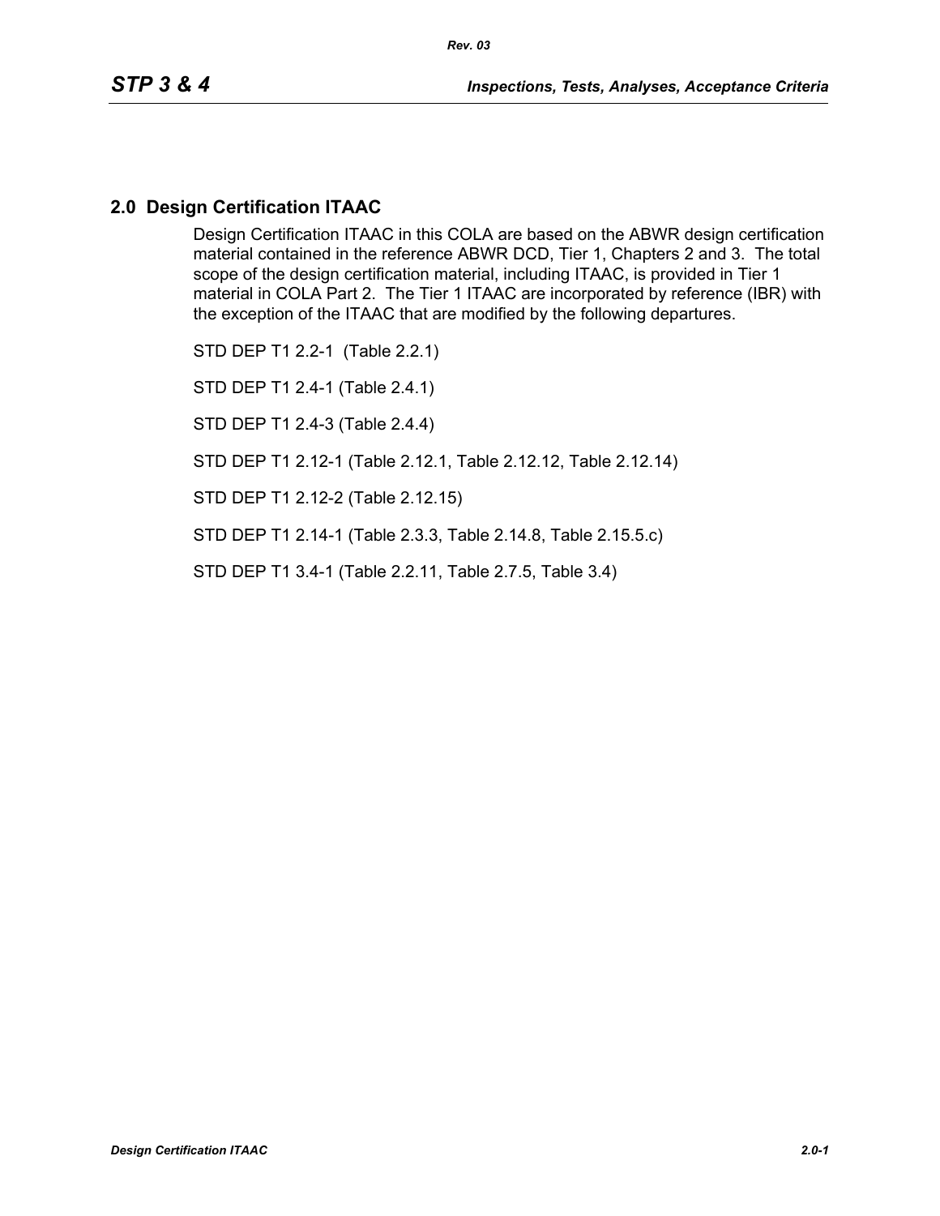## 2.0 Design Certification ITAAC

Design Certification ITAAC in this COLA are based on the ABWR design certification material contained in the reference ABWR DCD, Tier 1, Chapters 2 and 3. The total scope of the design certification material, including ITAAC, is provided in Tier 1 material in COLA Part 2. The Tier 1 ITAAC are incorporated by reference (IBR) with the exception of the ITAAC that are modified by the following departures.

STD DEP T1 2.2-1 (Table 2.2.1)

STD DEP T1 2.4-1 (Table 2.4.1)

STD DEP T1 2.4-3 (Table 2.4.4)

STD DEP T1 2.12-1 (Table 2.12.1, Table 2.12.12, Table 2.12.14)

STD DEP T1 2.12-2 (Table 2.12.15)

STD DEP T1 2.14-1 (Table 2.3.3, Table 2.14.8, Table 2.15.5.c)

STD DEP T1 3.4-1 (Table 2.2.11, Table 2.7.5, Table 3.4)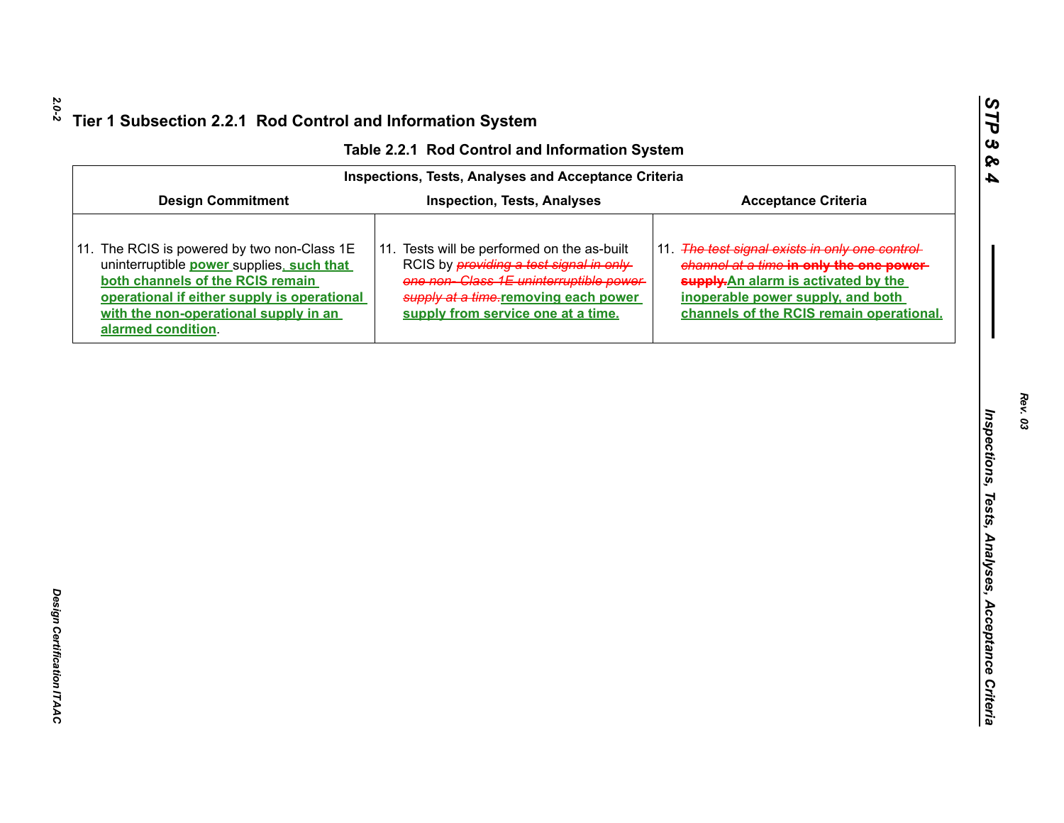# Tier 1 Subsection 2.2.1 Rod Control and Information System

**Table 2.2.1 Rod Control and Information System**

| Inspections, Tests, Analyses and Acceptance Criteria | | |
|---|---|---|
| **Design Commitment** | **Inspection, Tests, Analyses** | **Acceptance Criteria** |
| 11. The RCIS is powered by two non-Class 1E uninterruptible power supplies, such that both channels of the RCIS remain operational if either supply is operational with the non-operational supply in an alarmed condition. | 11. Tests will be performed on the as-built RCIS by ~~providing a test signal in only one non- Class 1E uninterruptible power supply at a time.~~removing each power supply from service one at a time. | 11. ~~The test signal exists in only one control channel at a time~~ ~~**in only the one power supply.**~~An alarm is activated by the inoperable power supply, and both channels of the RCIS remain operational. |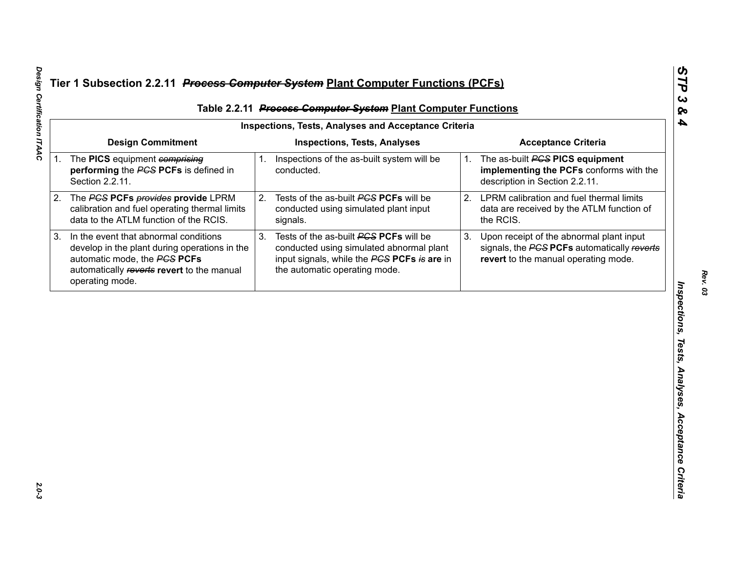# Tier 1 Subsection 2.2.11 ~~*Process Computer System*~~ Plant Computer Functions (PCFs)

## Table 2.2.11 ~~*Process Computer System*~~ Plant Computer Functions

| Inspections, Tests, Analyses and Acceptance Criteria | | |
|---|---|---|
| **Design Commitment** | **Inspections, Tests, Analyses** | **Acceptance Criteria** |
| 1. The **PICS** equipment ~~*comprising*~~ **performing** the ~~*PCS*~~ **PCFs** is defined in Section 2.2.11. | 1. Inspections of the as-built system will be conducted. | 1. The as-built ~~*PCS*~~ **PICS equipment implementing the PCFs** conforms with the description in Section 2.2.11. |
| 2. The ~~*PCS*~~ **PCFs** ~~*provides*~~ **provide** LPRM calibration and fuel operating thermal limits data to the ATLM function of the RCIS. | 2. Tests of the as-built ~~*PCS*~~ **PCFs** will be conducted using simulated plant input signals. | 2. LPRM calibration and fuel thermal limits data are received by the ATLM function of the RCIS. |
| 3. In the event that abnormal conditions develop in the plant during operations in the automatic mode, the ~~*PCS*~~ **PCFs** automatically ~~*reverts*~~ **revert** to the manual operating mode. | 3. Tests of the as-built ~~*PCS*~~ **PCFs** will be conducted using simulated abnormal plant input signals, while the ~~*PCS*~~ **PCFs** ~~*is*~~ **are** in the automatic operating mode. | 3. Upon receipt of the abnormal plant input signals, the ~~*PCS*~~ **PCFs** automatically ~~*reverts*~~ **revert** to the manual operating mode. |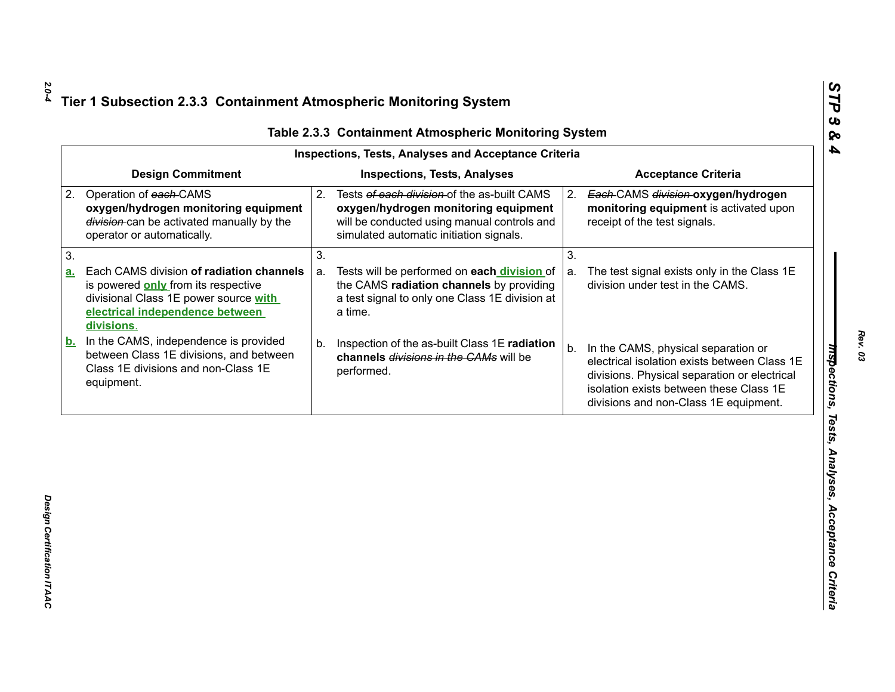## Tier 1 Subsection 2.3.3 Containment Atmospheric Monitoring System

**Table 2.3.3 Containment Atmospheric Monitoring System**

| Inspections, Tests, Analyses and Acceptance Criteria | | |
|---|---|---|
| **Design Commitment** | **Inspections, Tests, Analyses** | **Acceptance Criteria** |
| 2. Operation of ~~each~~ CAMS **oxygen/hydrogen monitoring equipment** ~~division~~ can be activated manually by the operator or automatically. | 2. Tests ~~of each division~~ of the as-built CAMS **oxygen/hydrogen monitoring equipment** will be conducted using manual controls and simulated automatic initiation signals. | 2. ~~Each~~ CAMS ~~division~~ **oxygen/hydrogen monitoring equipment** is activated upon receipt of the test signals. |
| 3. <br> **a.** Each CAMS division **of radiation channels** is powered **only** from its respective divisional Class 1E power source **with electrical independence between divisions**. <br> **b.** In the CAMS, independence is provided between Class 1E divisions, and between Class 1E divisions and non-Class 1E equipment. | 3. <br> a. Tests will be performed on **each division** of the CAMS **radiation channels** by providing a test signal to only one Class 1E division at a time. <br> b. Inspection of the as-built Class 1E **radiation channels** ~~divisions in the CAMs~~ will be performed. | 3. <br> a. The test signal exists only in the Class 1E division under test in the CAMS. <br> b. In the CAMS, physical separation or electrical isolation exists between Class 1E divisions. Physical separation or electrical isolation exists between these Class 1E divisions and non-Class 1E equipment. |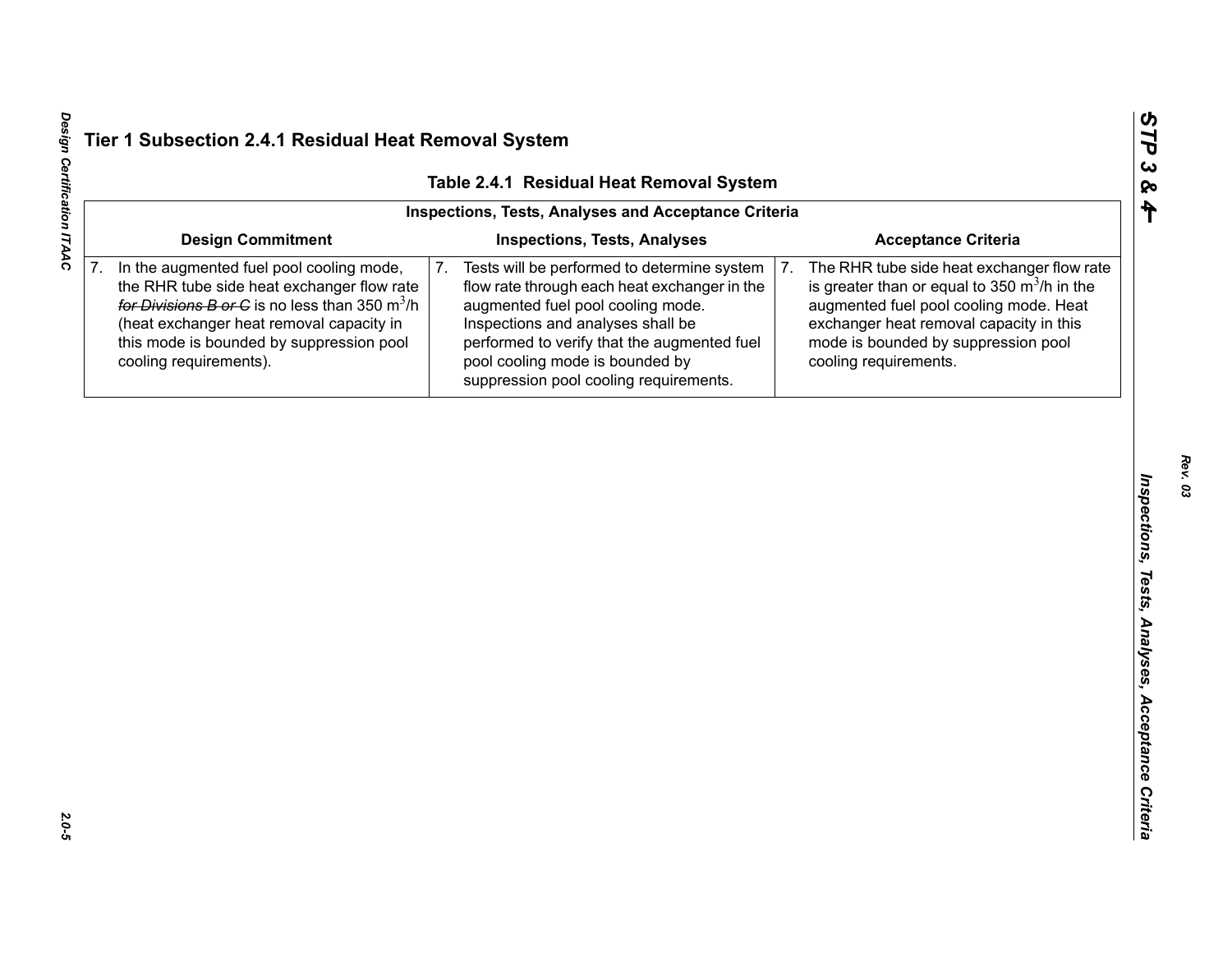## Tier 1 Subsection 2.4.1 Residual Heat Removal System

### Table 2.4.1 Residual Heat Removal System

| Inspections, Tests, Analyses and Acceptance Criteria | | |
|---|---|---|
| **Design Commitment** | **Inspections, Tests, Analyses** | **Acceptance Criteria** |
| 7. In the augmented fuel pool cooling mode, the RHR tube side heat exchanger flow rate ~~*for Divisions B or C*~~ is no less than 350 $m^3/h$ (heat exchanger heat removal capacity in this mode is bounded by suppression pool cooling requirements). | 7. Tests will be performed to determine system flow rate through each heat exchanger in the augmented fuel pool cooling mode. Inspections and analyses shall be performed to verify that the augmented fuel pool cooling mode is bounded by suppression pool cooling requirements. | 7. The RHR tube side heat exchanger flow rate is greater than or equal to 350 $m^3/h$ in the augmented fuel pool cooling mode. Heat exchanger heat removal capacity in this mode is bounded by suppression pool cooling requirements. |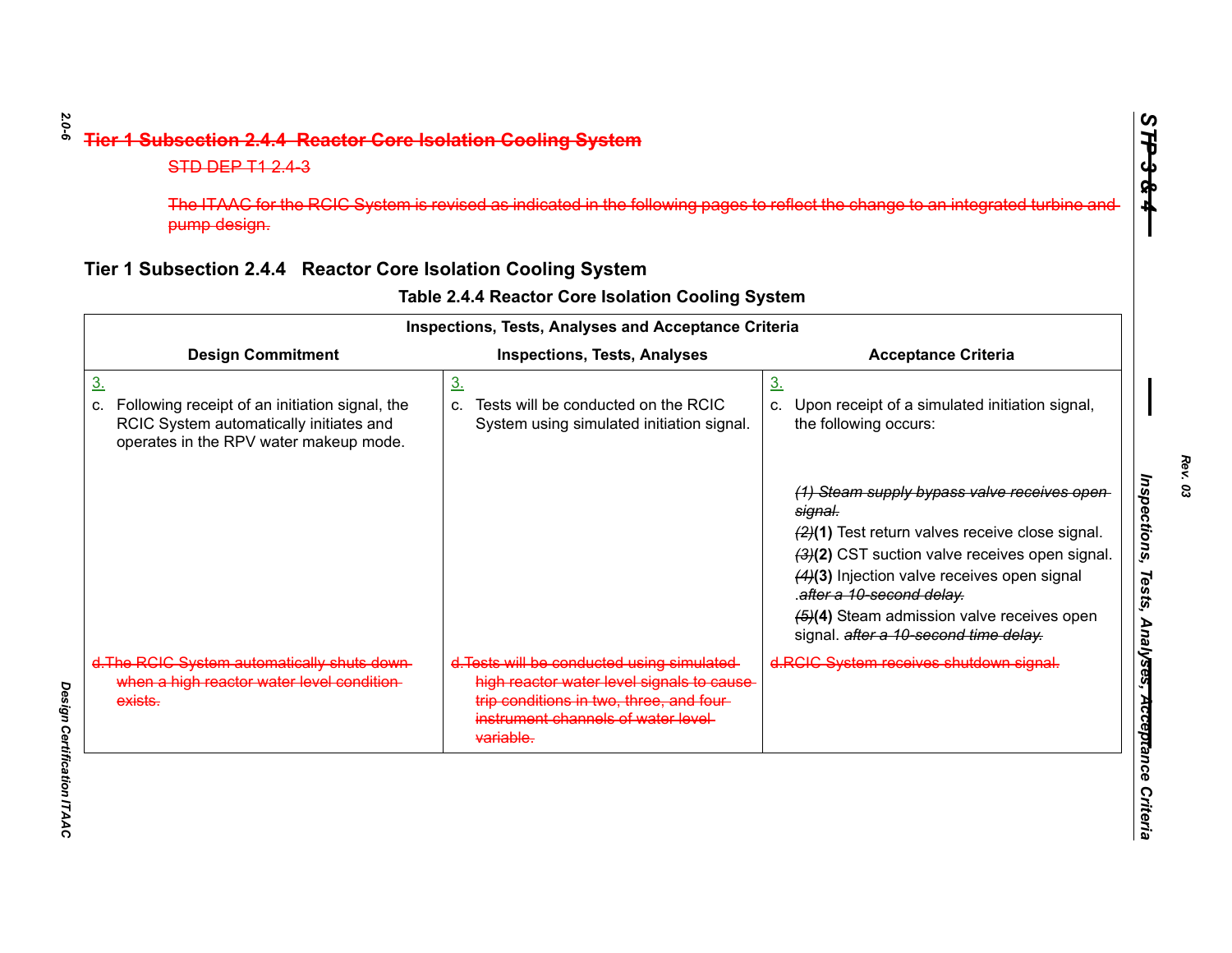~~Tier 1 Subsection 2.4.4 Reactor Core Isolation Cooling System~~

~~STD DEP T1 2.4-3~~

~~The ITAAC for the RCIC System is revised as indicated in the following pages to reflect the change to an integrated turbine and pump design.~~

## Tier 1 Subsection 2.4.4 Reactor Core Isolation Cooling System

### Table 2.4.4 Reactor Core Isolation Cooling System

| Inspections, Tests, Analyses and Acceptance Criteria | | |
|---|---|---|
| **Design Commitment** | **Inspections, Tests, Analyses** | **Acceptance Criteria** |
| 3.<br>c. Following receipt of an initiation signal, the RCIC System automatically initiates and operates in the RPV water makeup mode. | 3.<br>c. Tests will be conducted on the RCIC System using simulated initiation signal. | 3.<br>c. Upon receipt of a simulated initiation signal, the following occurs:<br>~~*(1) Steam supply bypass valve receives open signal.*~~<br>~~*(2)*~~**(1)** Test return valves receive close signal.<br>~~*(3)*~~**(2)** CST suction valve receives open signal.<br>~~*(4)*~~**(3)** Injection valve receives open signal .~~*after a 10-second delay.*~~<br>~~*(5)*~~**(4)** Steam admission valve receives open signal. ~~*after a 10-second time delay.*~~ |
| ~~d.The RCIC System automatically shuts down when a high reactor water level condition exists.~~ | ~~d.Tests will be conducted using simulated high reactor water level signals to cause trip conditions in two, three, and four instrument channels of water level variable.~~ | ~~d.RCIC System receives shutdown signal.~~ |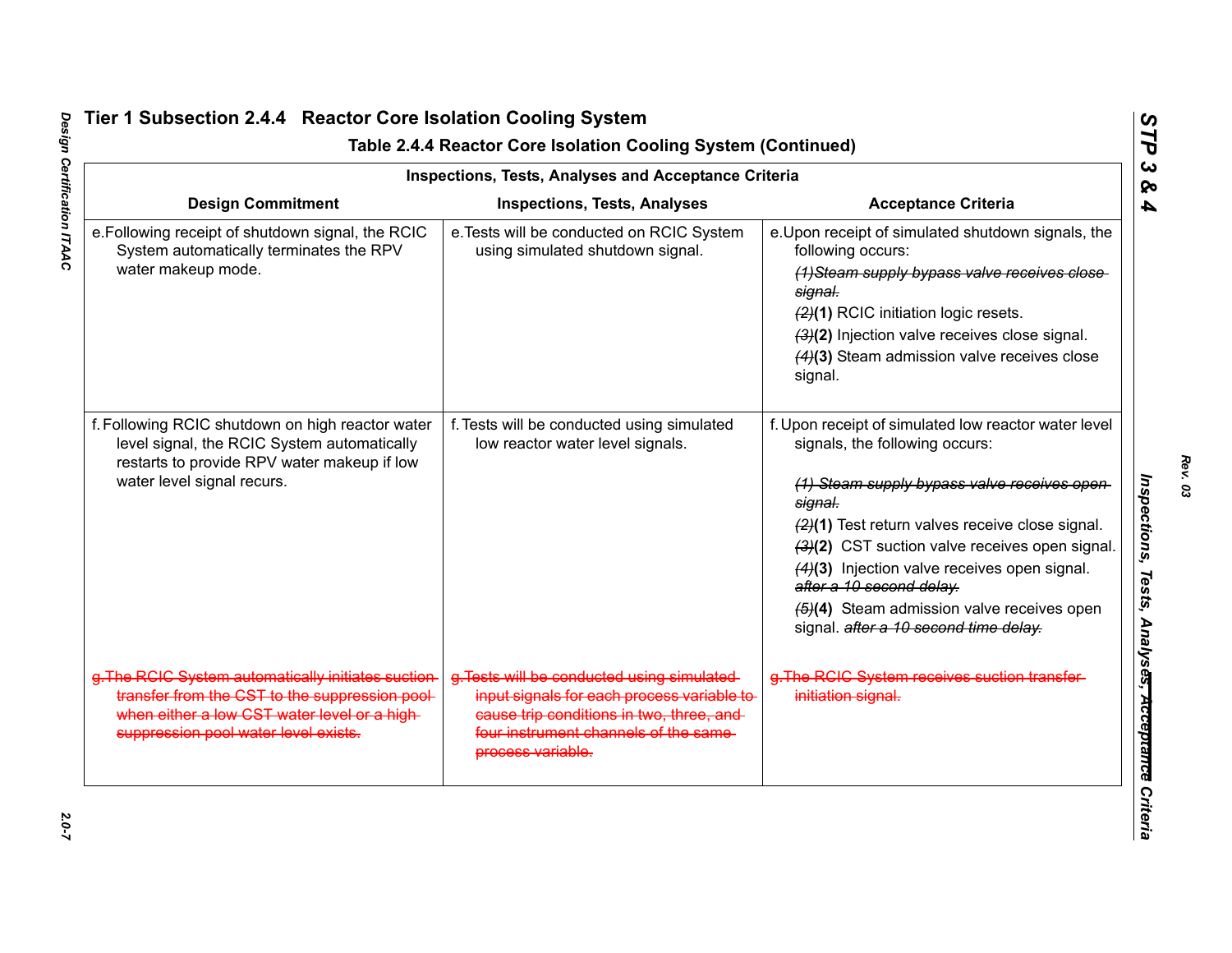## Tier 1 Subsection 2.4.4 Reactor Core Isolation Cooling System

### Table 2.4.4 Reactor Core Isolation Cooling System (Continued)

| Inspections, Tests, Analyses and Acceptance Criteria | | |
|---|---|---|
| **Design Commitment** | **Inspections, Tests, Analyses** | **Acceptance Criteria** |
| e. Following receipt of shutdown signal, the RCIC System automatically terminates the RPV water makeup mode. | e. Tests will be conducted on RCIC System using simulated shutdown signal. | e. Upon receipt of simulated shutdown signals, the following occurs:<br>~~*(1)Steam supply bypass valve receives close signal.*~~<br>~~*(2)*~~**(1)** RCIC initiation logic resets.<br>~~*(3)*~~**(2)** Injection valve receives close signal.<br>~~*(4)*~~**(3)** Steam admission valve receives close signal. |
| f. Following RCIC shutdown on high reactor water level signal, the RCIC System automatically restarts to provide RPV water makeup if low water level signal recurs. | f. Tests will be conducted using simulated low reactor water level signals. | f. Upon receipt of simulated low reactor water level signals, the following occurs:<br>~~*(1) Steam supply bypass valve receives open signal.*~~<br>~~*(2)*~~**(1)** Test return valves receive close signal.<br>~~*(3)*~~**(2)** CST suction valve receives open signal.<br>~~*(4)*~~**(3)** Injection valve receives open signal. ~~*after a 10 second delay.*~~<br>~~*(5)*~~**(4)** Steam admission valve receives open signal. ~~*after a 10 second time delay.*~~ |
| ~~g. The RCIC System automatically initiates suction transfer from the CST to the suppression pool when either a low CST water level or a high suppression pool water level exists.~~ | ~~g. Tests will be conducted using simulated input signals for each process variable to cause trip conditions in two, three, and four instrument channels of the same process variable.~~ | ~~g. The RCIC System receives suction transfer initiation signal.~~ |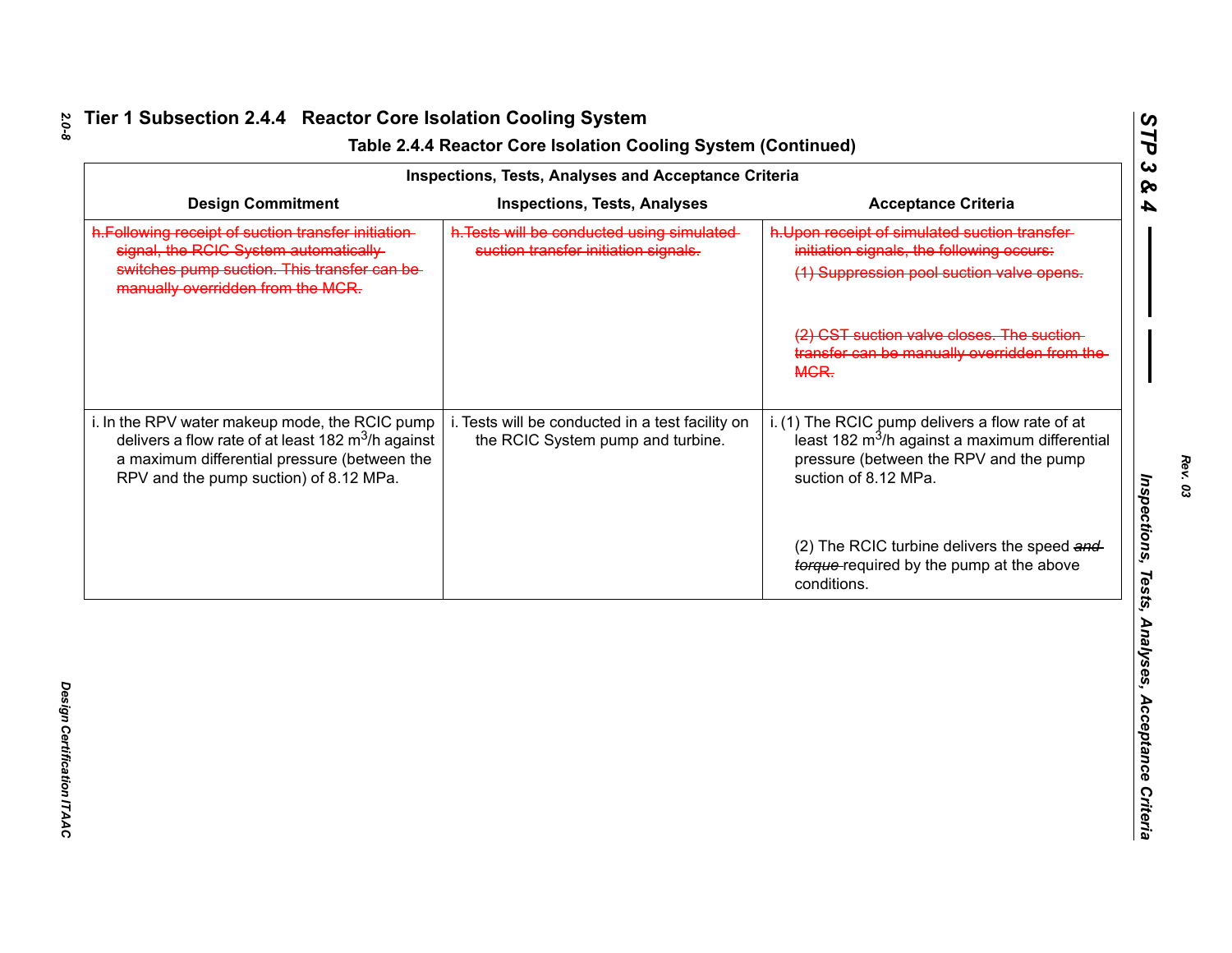## Tier 1 Subsection 2.4.4 Reactor Core Isolation Cooling System

### Table 2.4.4 Reactor Core Isolation Cooling System (Continued)

| Inspections, Tests, Analyses and Acceptance Criteria | | |
|---|---|---|
| **Design Commitment** | **Inspections, Tests, Analyses** | **Acceptance Criteria** |
| ~~h.Following receipt of suction transfer initiation signal, the RCIC System automatically switches pump suction. This transfer can be manually overridden from the MCR.~~ | ~~h.Tests will be conducted using simulated suction transfer initiation signals.~~ | ~~h.Upon receipt of simulated suction transfer initiation signals, the following occurs:~~<br>~~(1) Suppression pool suction valve opens.~~<br>~~(2) CST suction valve closes. The suction transfer can be manually overridden from the MCR.~~ |
| i. In the RPV water makeup mode, the RCIC pump delivers a flow rate of at least 182 $m^3$/h against a maximum differential pressure (between the RPV and the pump suction) of 8.12 MPa. | i. Tests will be conducted in a test facility on the RCIC System pump and turbine. | i. (1) The RCIC pump delivers a flow rate of at least 182 $m^3$/h against a maximum differential pressure (between the RPV and the pump suction of 8.12 MPa.<br>(2) The RCIC turbine delivers the speed ~~*and torque*~~ required by the pump at the above conditions. |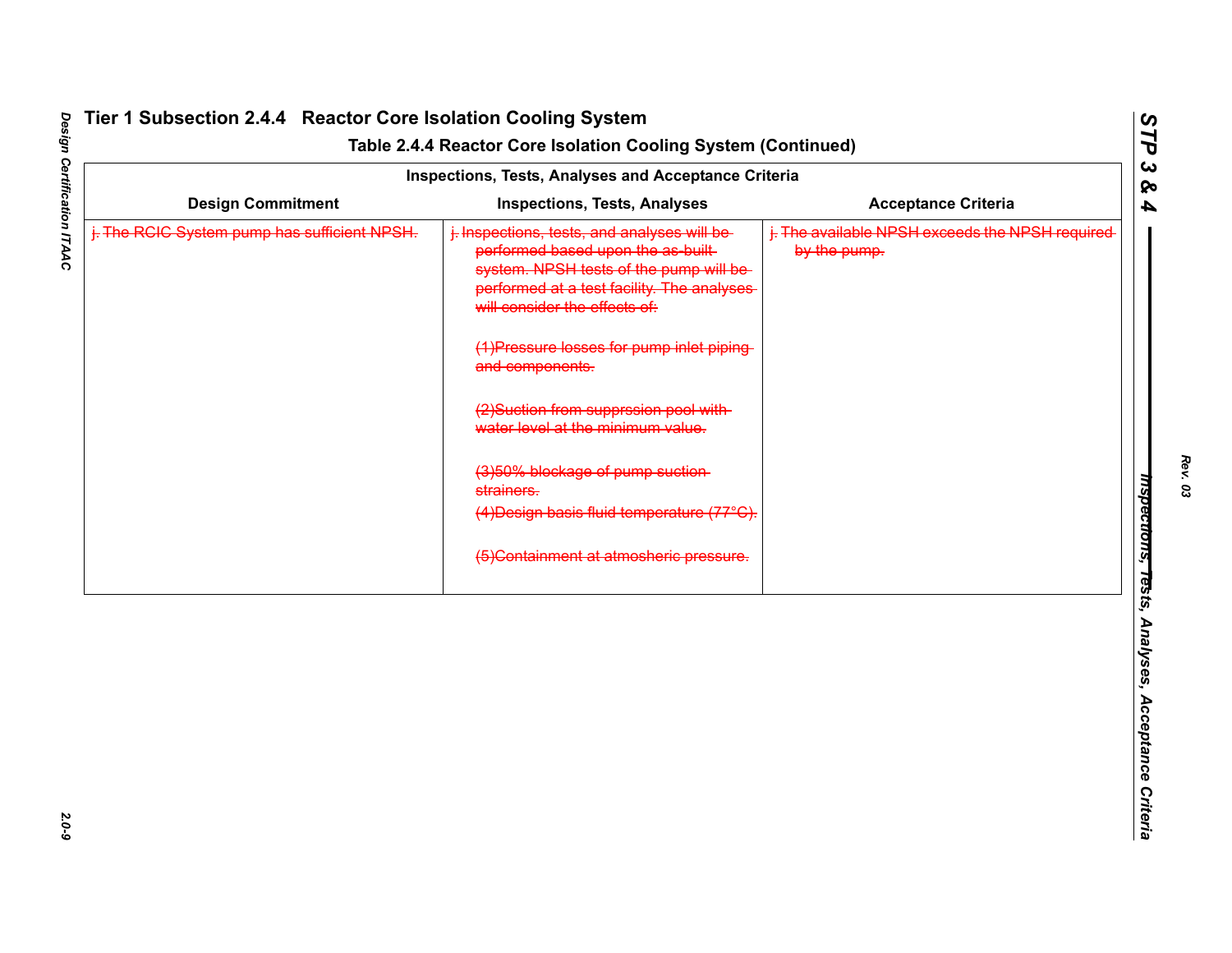## Tier 1 Subsection 2.4.4 Reactor Core Isolation Cooling System

### Table 2.4.4 Reactor Core Isolation Cooling System (Continued)

| Inspections, Tests, Analyses and Acceptance Criteria | | |
|---|---|---|
| **Design Commitment** | **Inspections, Tests, Analyses** | **Acceptance Criteria** |
| ~~j. The RCIC System pump has sufficient NPSH.~~ | ~~j. Inspections, tests, and analyses will be performed based upon the as-built system. NPSH tests of the pump will be performed at a test facility. The analyses will consider the effects of:~~<br><br>~~(1)Pressure losses for pump inlet piping and components.~~<br><br>~~(2)Suction from supprssion pool with water level at the minimum value.~~<br><br>~~(3)50% blockage of pump suction strainers.~~<br>~~(4)Design basis fluid temperature (77°C).~~<br><br>~~(5)Containment at atmosheric pressure.~~ | ~~j. The available NPSH exceeds the NPSH required by the pump.~~ |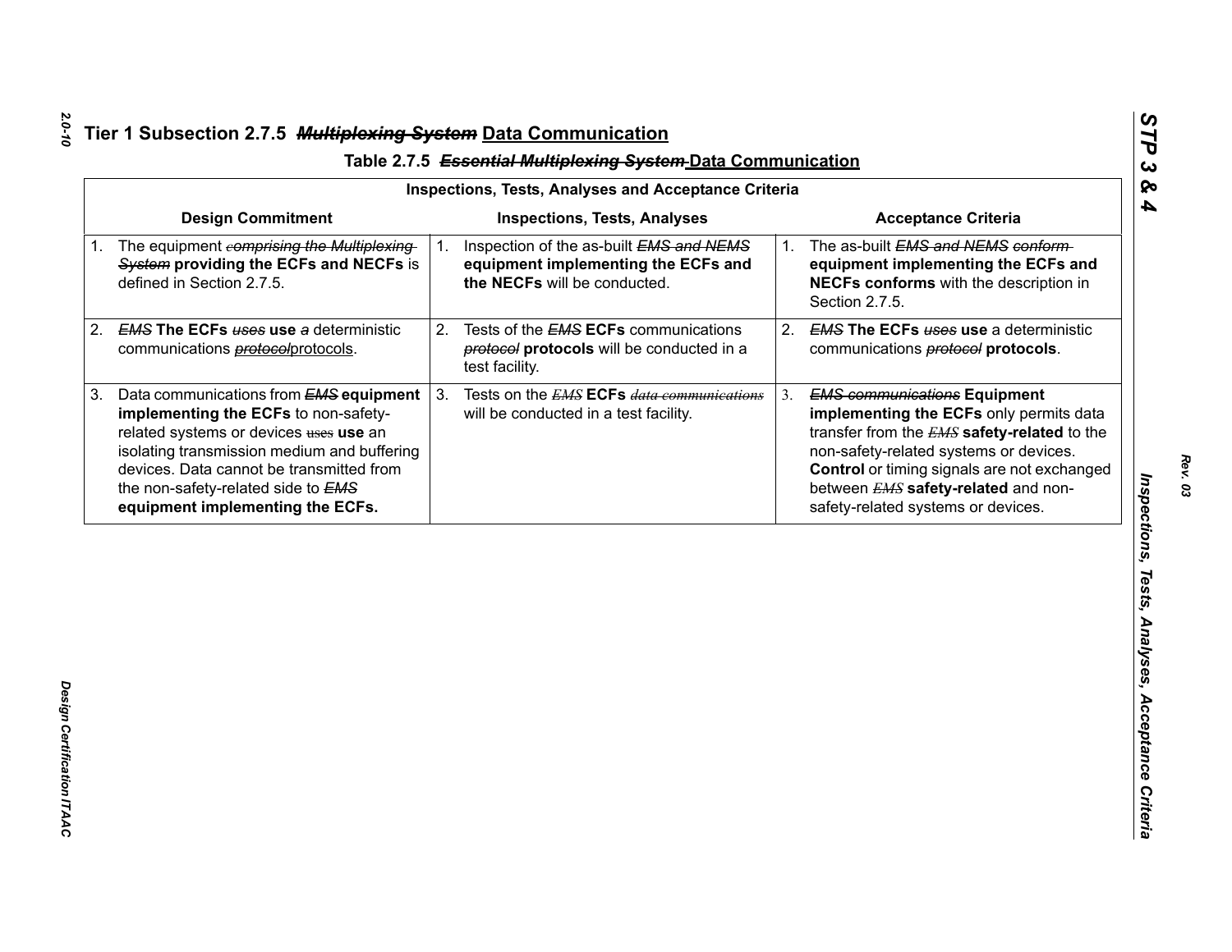## Tier 1 Subsection 2.7.5 ~~*Multiplexing System*~~ Data Communication

### Table 2.7.5 ~~*Essential Multiplexing System*~~ Data Communication

| Inspections, Tests, Analyses and Acceptance Criteria | | |
|---|---|---|
| **Design Commitment** | **Inspections, Tests, Analyses** | **Acceptance Criteria** |
| 1. The equipment ~~*comprising the Multiplexing System*~~ **providing the ECFs and NECFs** is defined in Section 2.7.5. | 1. Inspection of the as-built ~~*EMS and NEMS*~~ **equipment implementing the ECFs and the NECFs** will be conducted. | 1. The as-built ~~*EMS and NEMS conform*~~ **equipment implementing the ECFs and NECFs conforms** with the description in Section 2.7.5. |
| 2. ~~*EMS*~~ **The ECFs** ~~*uses*~~ **use** ~~*a*~~ deterministic communications ~~*protocol*~~protocols. | 2. Tests of the ~~*EMS*~~ **ECFs** communications ~~*protocol*~~ **protocols** will be conducted in a test facility. | 2. ~~*EMS*~~ **The ECFs** ~~*uses*~~ **use** a deterministic communications ~~*protocol*~~ **protocols**. |
| 3. Data communications from ~~*EMS*~~ **equipment implementing the ECFs** to non-safety-related systems or devices ~~uses~~ **use** an isolating transmission medium and buffering devices. Data cannot be transmitted from the non-safety-related side to ~~*EMS*~~ **equipment implementing the ECFs.** | 3. Tests on the ~~*EMS*~~ **ECFs** ~~*data communications*~~ will be conducted in a test facility. | 3. ~~*EMS communications*~~ **Equipment implementing the ECFs** only permits data transfer from the ~~*EMS*~~ **safety-related** to the non-safety-related systems or devices. **Control** or timing signals are not exchanged between ~~*EMS*~~ **safety-related** and non-safety-related systems or devices. |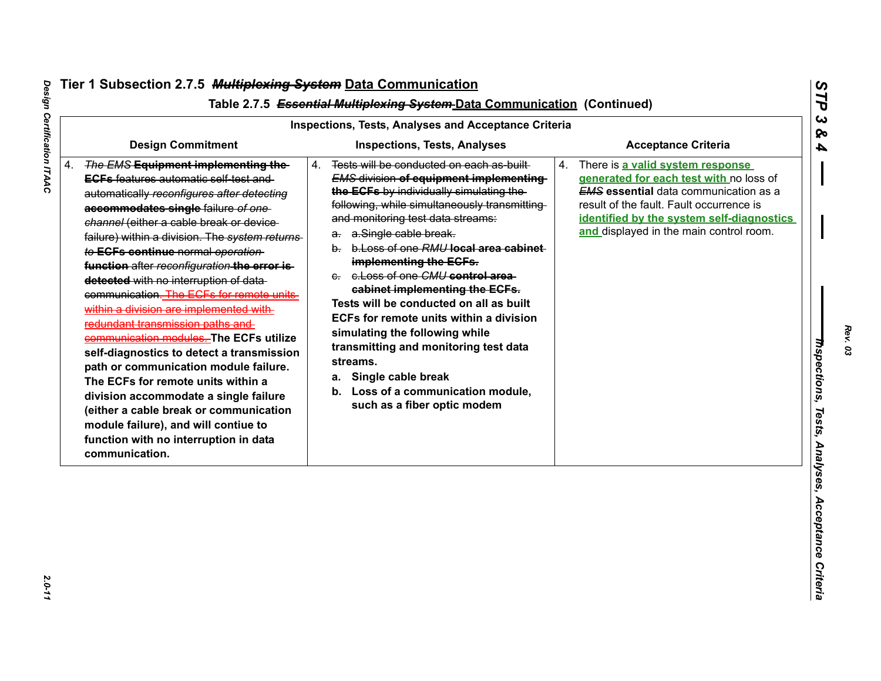## Tier 1 Subsection 2.7.5 ~~*Multiplexing System*~~ Data Communication

### Table 2.7.5 ~~*Essential Multiplexing System*~~ Data Communication (Continued)

| Inspections, Tests, Analyses and Acceptance Criteria | | |
|---|---|---|
| **Design Commitment** | **Inspections, Tests, Analyses** | **Acceptance Criteria** |
| 4. ~~*The EMS* **Equipment implementing the ECFs** features automatic self-test and automatically *reconfigures after detecting* **accommodates single**~~ failure ~~*of one channel*~~ (either a cable break or device failure) within a division. The ~~*system returns to* **ECFs continue**~~ normal ~~*operation* **function**~~ after ~~*reconfiguration* **the error is detected**~~ with no interruption of data communication. ~~The ECFs for remote units within a division are implemented with redundant transmission paths and communication modules.~~ **The ECFs utilize self-diagnostics to detect a transmission path or communication module failure. The ECFs for remote units within a division accommodate a single failure (either a cable break or communication module failure), and will contiue to function with no interruption in data communication.** | 4. ~~Tests will be conducted on each as-built *EMS* division **of equipment implementing the ECFs** by individually simulating the following, while simultaneously transmitting and monitoring test data streams:~~ <br> ~~a. a.Single cable break.~~ <br> ~~b. b.Loss of one *RMU* **local area cabinet implementing the ECFs.**~~ <br> ~~c. c.Loss of one *CMU* **control area cabinet implementing the ECFs.**~~ <br> **Tests will be conducted on all as built ECFs for remote units within a division simulating the following while transmitting and monitoring test data streams.** <br> **a. Single cable break** <br> **b. Loss of a communication module, such as a fiber optic modem** | 4. There is **a valid system response generated for each test with** no loss of ~~*EMS*~~ **essential** data communication as a result of the fault. Fault occurrence is **identified by the system self-diagnostics and** displayed in the main control room. |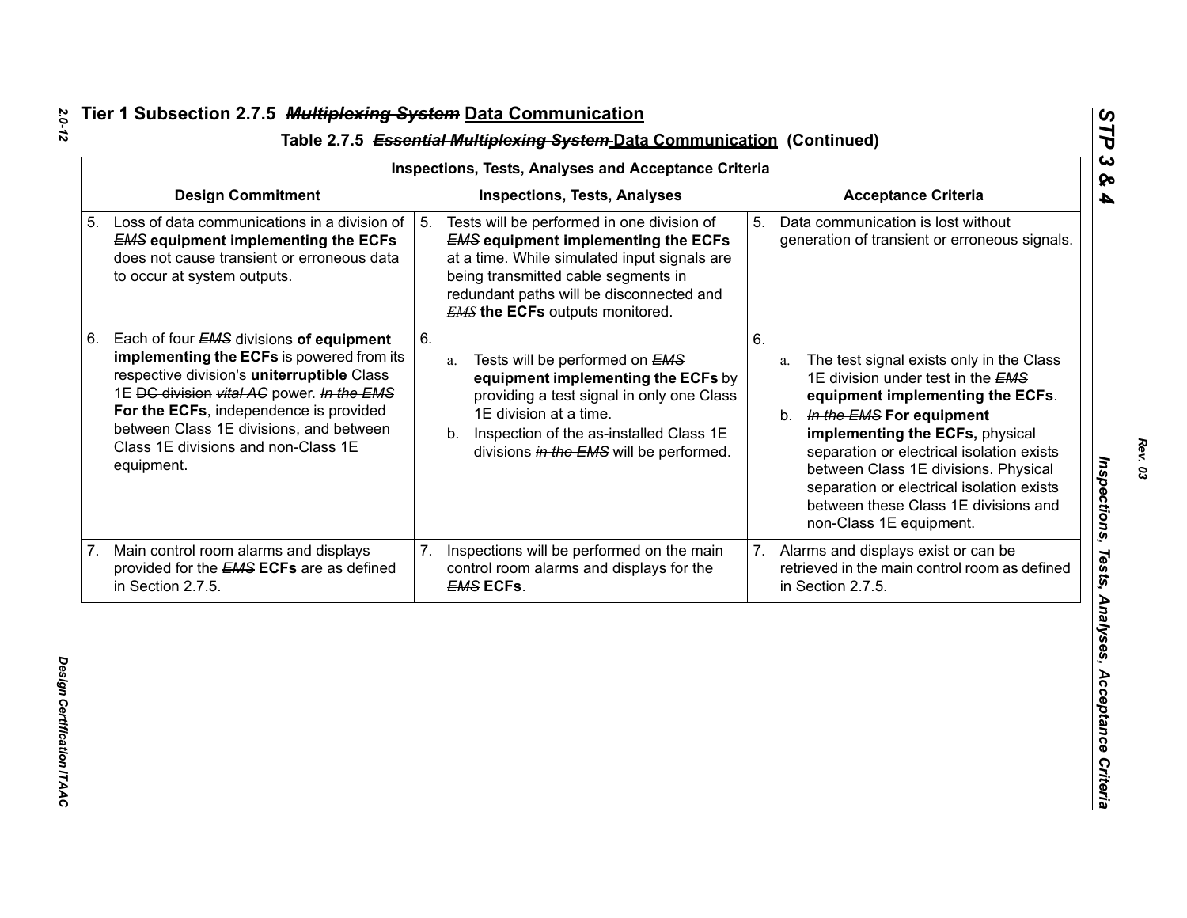## Tier 1 Subsection 2.7.5 ~~*Multiplexing System*~~ Data Communication

### Table 2.7.5 ~~*Essential Multiplexing System*~~ Data Communication (Continued)

| Inspections, Tests, Analyses and Acceptance Criteria | | |
|---|---|---|
| **Design Commitment** | **Inspections, Tests, Analyses** | **Acceptance Criteria** |
| 5. Loss of data communications in a division of ~~*EMS*~~ **equipment implementing the ECFs** does not cause transient or erroneous data to occur at system outputs. | 5. Tests will be performed in one division of ~~*EMS*~~ **equipment implementing the ECFs** at a time. While simulated input signals are being transmitted cable segments in redundant paths will be disconnected and ~~*EMS*~~ **the ECFs** outputs monitored. | 5. Data communication is lost without generation of transient or erroneous signals. |
| 6. Each of four ~~*EMS*~~ divisions **of equipment implementing the ECFs** is powered from its respective division's **uninterruptible** Class 1E ~~DC division~~ *vital AC* power. ~~*In the EMS*~~ **For the ECFs**, independence is provided between Class 1E divisions, and between Class 1E divisions and non-Class 1E equipment. | 6. a. Tests will be performed on ~~*EMS*~~ **equipment implementing the ECFs** by providing a test signal in only one Class 1E division at a time. b. Inspection of the as-installed Class 1E divisions ~~*in the EMS*~~ will be performed. | 6. a. The test signal exists only in the Class 1E division under test in the ~~*EMS*~~ **equipment implementing the ECFs**. b. ~~*In the EMS*~~ **For equipment implementing the ECFs,** physical separation or electrical isolation exists between Class 1E divisions. Physical separation or electrical isolation exists between these Class 1E divisions and non-Class 1E equipment. |
| 7. Main control room alarms and displays provided for the ~~*EMS*~~ **ECFs** are as defined in Section 2.7.5. | 7. Inspections will be performed on the main control room alarms and displays for the ~~*EMS*~~ **ECFs**. | 7. Alarms and displays exist or can be retrieved in the main control room as defined in Section 2.7.5. |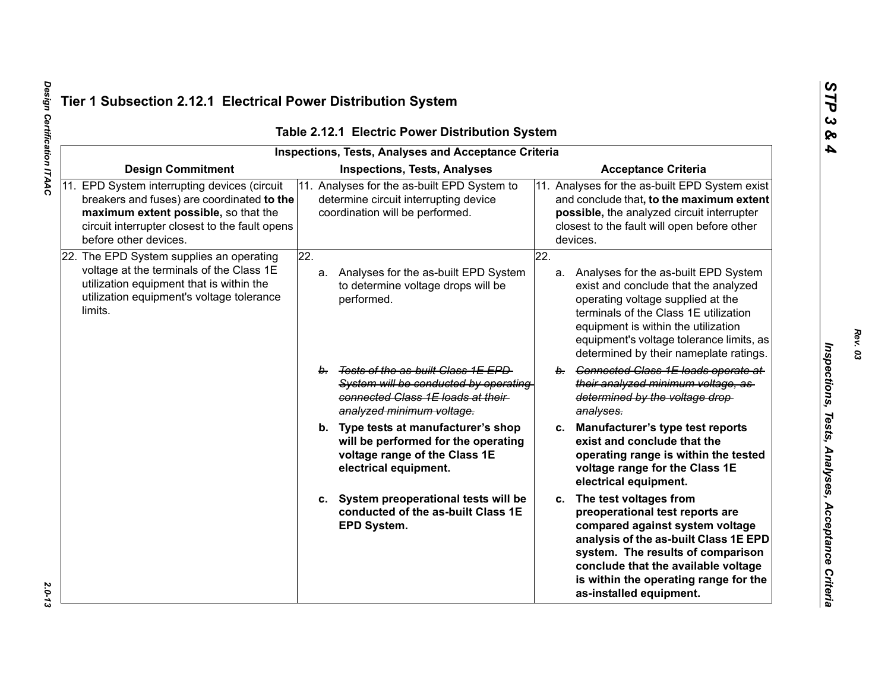## Tier 1 Subsection 2.12.1 Electrical Power Distribution System

**Table 2.12.1 Electric Power Distribution System**

| Inspections, Tests, Analyses and Acceptance Criteria | | |
|---|---|---|
| **Design Commitment** | **Inspections, Tests, Analyses** | **Acceptance Criteria** |
| 11. EPD System interrupting devices (circuit breakers and fuses) are coordinated **to the maximum extent possible,** so that the circuit interrupter closest to the fault opens before other devices. | 11. Analyses for the as-built EPD System to determine circuit interrupting device coordination will be performed. | 11. Analyses for the as-built EPD System exist and conclude that**, to the maximum extent possible,** the analyzed circuit interrupter closest to the fault will open before other devices. |
| 22. The EPD System supplies an operating voltage at the terminals of the Class 1E utilization equipment that is within the utilization equipment's voltage tolerance limits. | 22.<br>a. Analyses for the as-built EPD System to determine voltage drops will be performed.<br>~~*b. Tests of the as-built Class 1E EPD System will be conducted by operating connected Class 1E loads at their analyzed minimum voltage.*~~<br>**b. Type tests at manufacturer's shop will be performed for the operating voltage range of the Class 1E electrical equipment.**<br>**c. System preoperational tests will be conducted of the as-built Class 1E EPD System.** | 22.<br>a. Analyses for the as-built EPD System exist and conclude that the analyzed operating voltage supplied at the terminals of the Class 1E utilization equipment is within the utilization equipment's voltage tolerance limits, as determined by their nameplate ratings.<br>~~*b. Connected Class 1E loads operate at their analyzed minimum voltage, as determined by the voltage drop analyses.*~~<br>**c. Manufacturer's type test reports exist and conclude that the operating range is within the tested voltage range for the Class 1E electrical equipment.**<br>**c. The test voltages from preoperational test reports are compared against system voltage analysis of the as-built Class 1E EPD system. The results of comparison conclude that the available voltage is within the operating range for the as-installed equipment.** |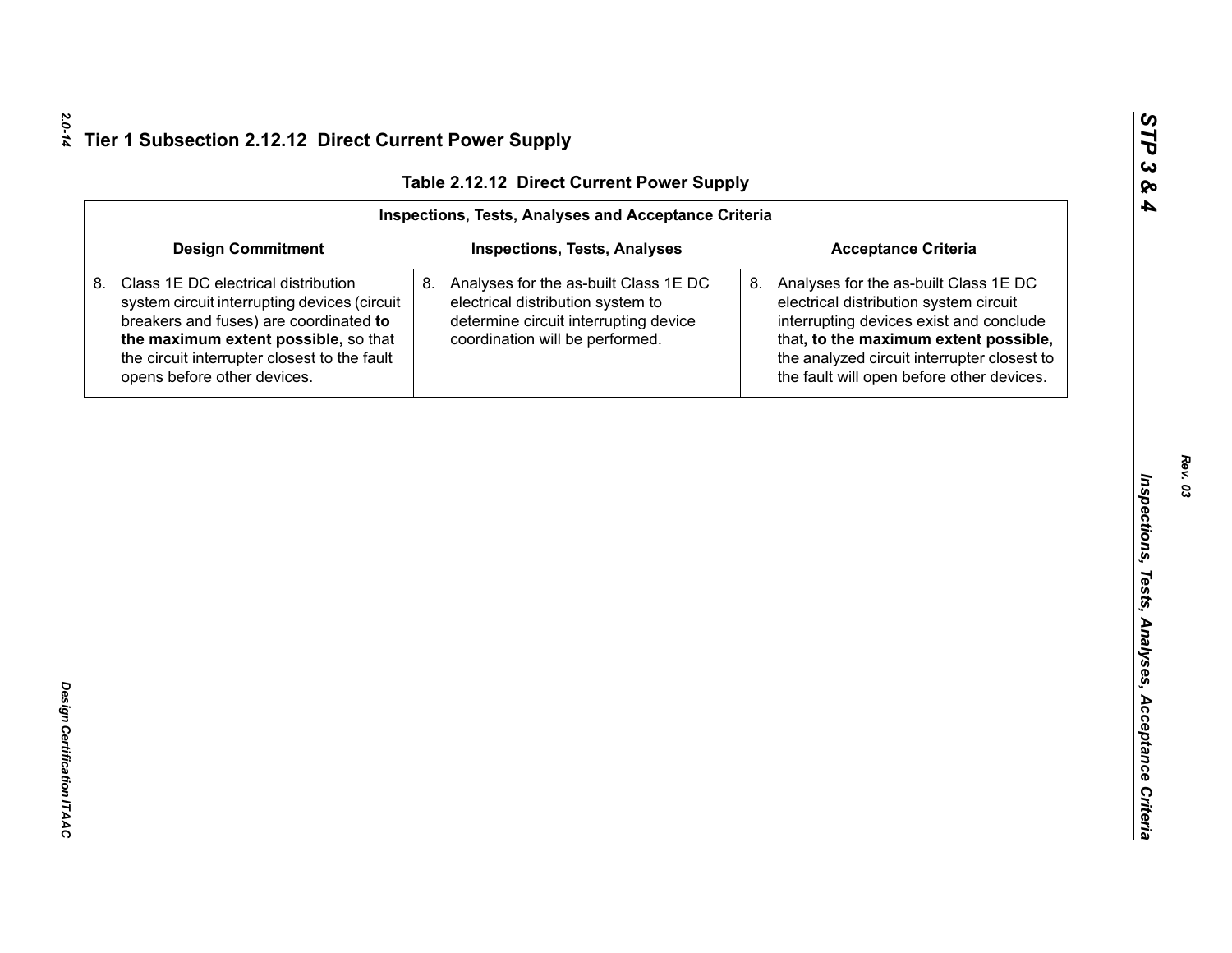# Tier 1 Subsection 2.12.12 Direct Current Power Supply

**Table 2.12.12 Direct Current Power Supply**

| Inspections, Tests, Analyses and Acceptance Criteria | | |
|---|---|---|
| **Design Commitment** | **Inspections, Tests, Analyses** | **Acceptance Criteria** |
| 8. Class 1E DC electrical distribution system circuit interrupting devices (circuit breakers and fuses) are coordinated **to the maximum extent possible,** so that the circuit interrupter closest to the fault opens before other devices. | 8. Analyses for the as-built Class 1E DC electrical distribution system to determine circuit interrupting device coordination will be performed. | 8. Analyses for the as-built Class 1E DC electrical distribution system circuit interrupting devices exist and conclude that**, to the maximum extent possible,** the analyzed circuit interrupter closest to the fault will open before other devices. |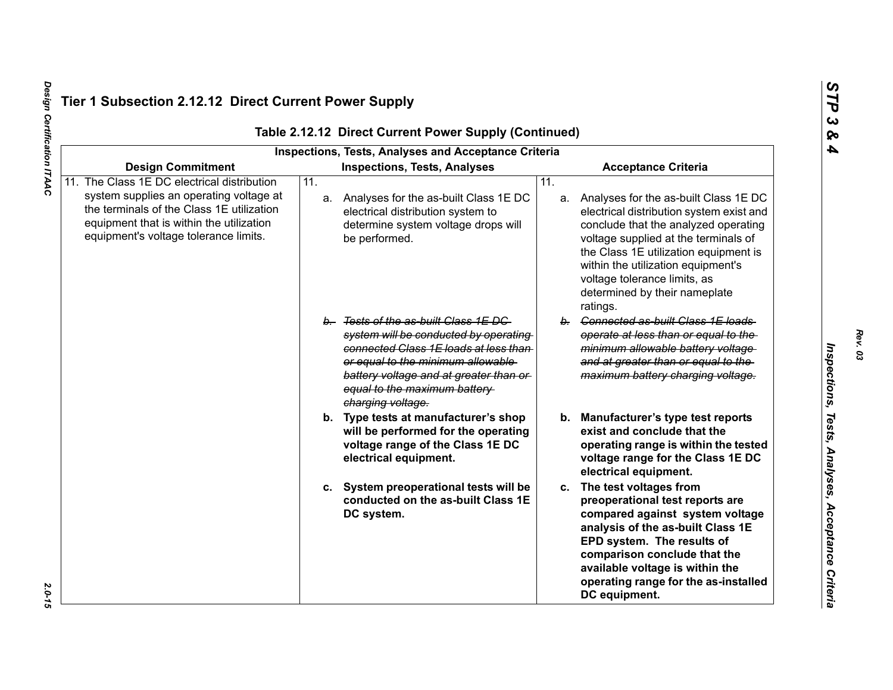## Tier 1 Subsection 2.12.12 Direct Current Power Supply

**Table 2.12.12 Direct Current Power Supply (Continued)**

| Inspections, Tests, Analyses and Acceptance Criteria | | |
|---|---|---|
| **Design Commitment** | **Inspections, Tests, Analyses** | **Acceptance Criteria** |
| 11. The Class 1E DC electrical distribution system supplies an operating voltage at the terminals of the Class 1E utilization equipment that is within the utilization equipment's voltage tolerance limits. | 11. a. Analyses for the as-built Class 1E DC electrical distribution system to determine system voltage drops will be performed. | 11. a. Analyses for the as-built Class 1E DC electrical distribution system exist and conclude that the analyzed operating voltage supplied at the terminals of the Class 1E utilization equipment is within the utilization equipment's voltage tolerance limits, as determined by their nameplate ratings. |
| | ~~*b. Tests of the as-built Class 1E DC system will be conducted by operating connected Class 1E loads at less than or equal to the minimum allowable battery voltage and at greater than or equal to the maximum battery charging voltage.*~~ | ~~*b. Connected as-built Class 1E loads operate at less than or equal to the minimum allowable battery voltage and at greater than or equal to the maximum battery charging voltage.*~~ |
| | **b. Type tests at manufacturer's shop will be performed for the operating voltage range of the Class 1E DC electrical equipment.** | **b. Manufacturer's type test reports exist and conclude that the operating range is within the tested voltage range for the Class 1E DC electrical equipment.** |
| | **c. System preoperational tests will be conducted on the as-built Class 1E DC system.** | **c. The test voltages from preoperational test reports are compared against system voltage analysis of the as-built Class 1E EPD system. The results of comparison conclude that the available voltage is within the operating range for the as-installed DC equipment.** |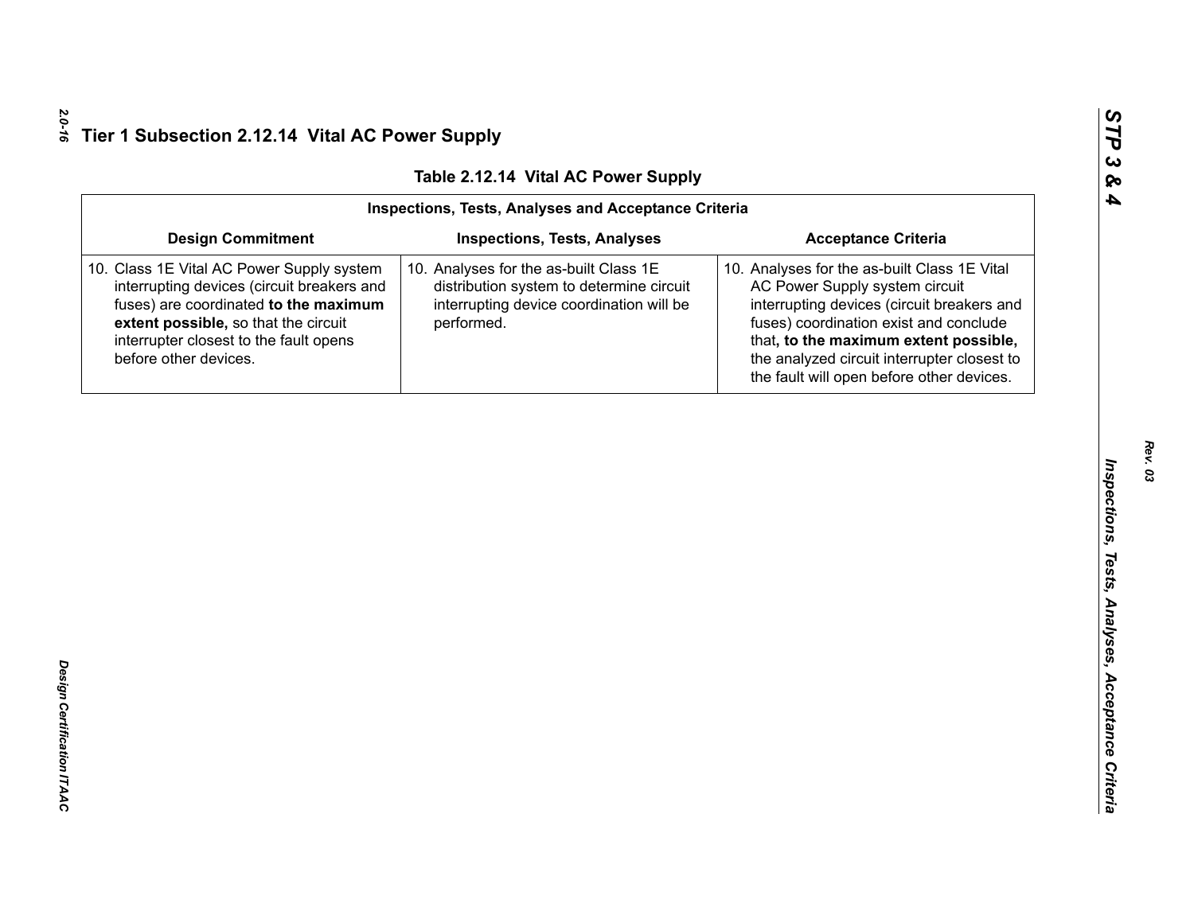# Tier 1 Subsection 2.12.14 Vital AC Power Supply

**Table 2.12.14 Vital AC Power Supply**

| Inspections, Tests, Analyses and Acceptance Criteria | | |
|---|---|---|
| **Design Commitment** | **Inspections, Tests, Analyses** | **Acceptance Criteria** |
| 10. Class 1E Vital AC Power Supply system interrupting devices (circuit breakers and fuses) are coordinated **to the maximum extent possible,** so that the circuit interrupter closest to the fault opens before other devices. | 10. Analyses for the as-built Class 1E distribution system to determine circuit interrupting device coordination will be performed. | 10. Analyses for the as-built Class 1E Vital AC Power Supply system circuit interrupting devices (circuit breakers and fuses) coordination exist and conclude that**, to the maximum extent possible,** the analyzed circuit interrupter closest to the fault will open before other devices. |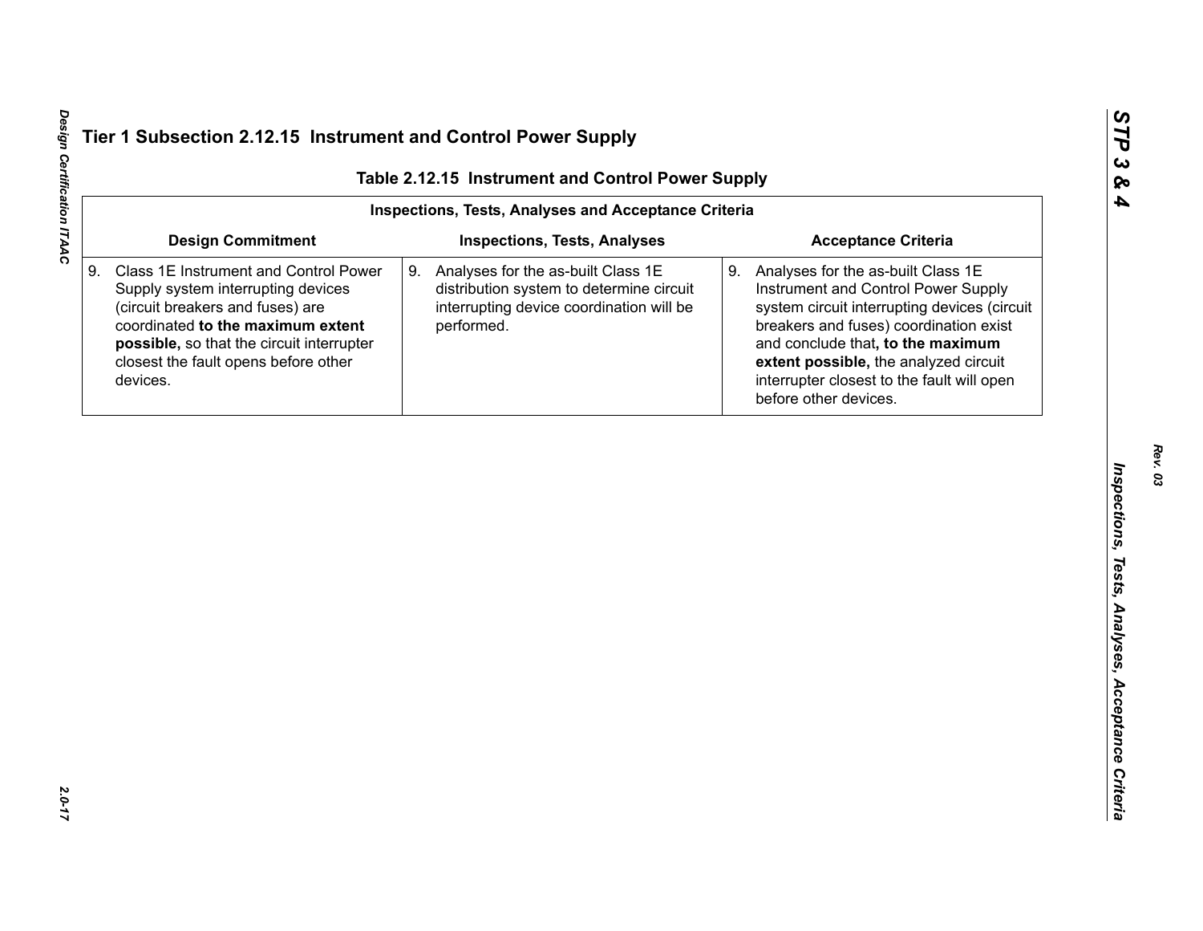## Tier 1 Subsection 2.12.15 Instrument and Control Power Supply

### Table 2.12.15 Instrument and Control Power Supply

| Inspections, Tests, Analyses and Acceptance Criteria | | |
|---|---|---|
| **Design Commitment** | **Inspections, Tests, Analyses** | **Acceptance Criteria** |
| 9. Class 1E Instrument and Control Power Supply system interrupting devices (circuit breakers and fuses) are coordinated **to the maximum extent possible,** so that the circuit interrupter closest the fault opens before other devices. | 9. Analyses for the as-built Class 1E distribution system to determine circuit interrupting device coordination will be performed. | 9. Analyses for the as-built Class 1E Instrument and Control Power Supply system circuit interrupting devices (circuit breakers and fuses) coordination exist and conclude that**, to the maximum extent possible,** the analyzed circuit interrupter closest to the fault will open before other devices. |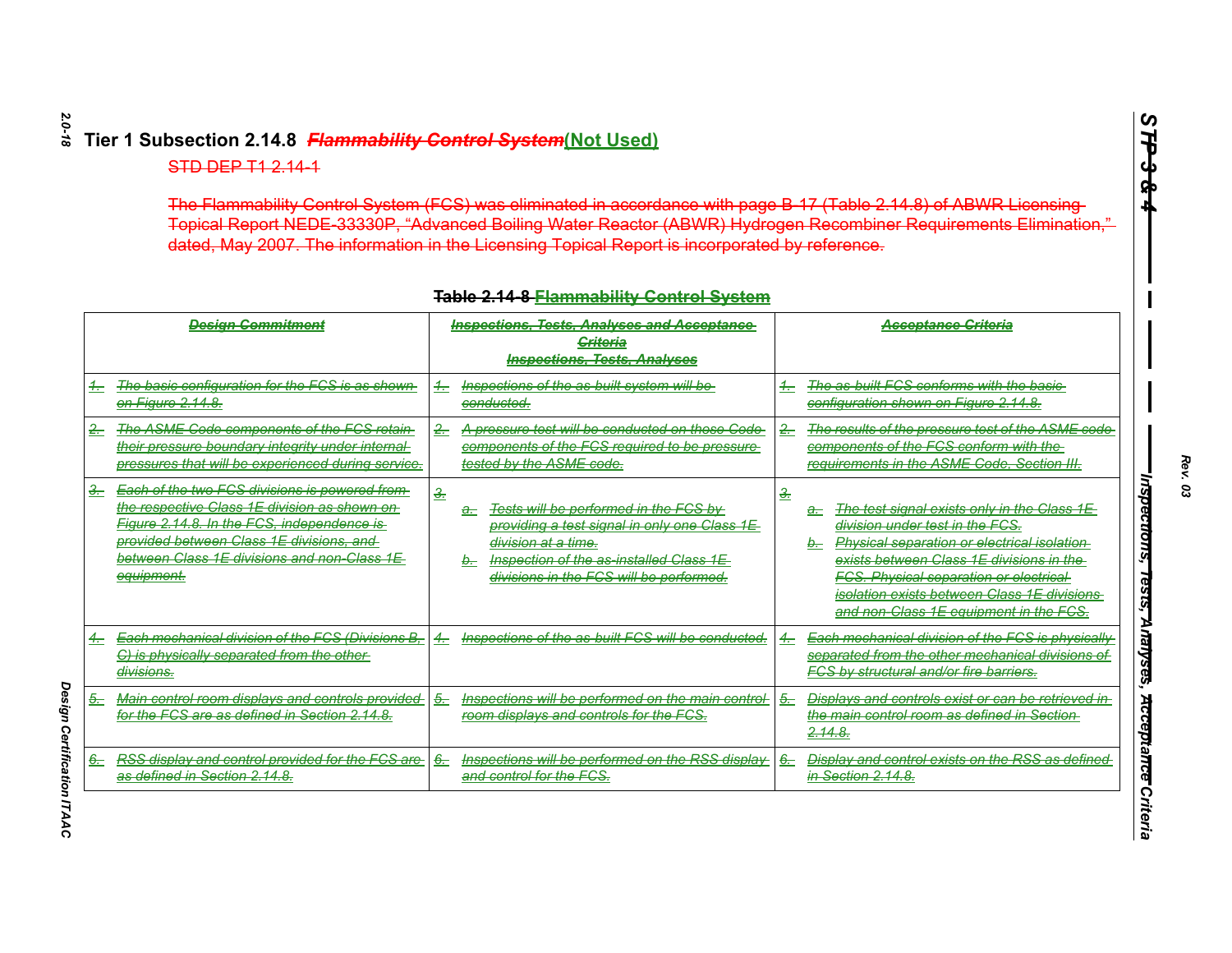# Tier 1 Subsection 2.14.8 ~~*Flammability Control System*~~(Not Used)

~~STD DEP T1 2.14-1~~

~~The Flammability Control System (FCS) was eliminated in accordance with page B-17 (Table 2.14.8) of ABWR Licensing Topical Report NEDE-33330P, "Advanced Boiling Water Reactor (ABWR) Hydrogen Recombiner Requirements Elimination," dated, May 2007. The information in the Licensing Topical Report is incorporated by reference.~~

**~~Table 2.14-8~~ ~~Flammability Control System~~**

| ~~*Design Commitment*~~ | ~~*Inspections, Tests, Analyses and Acceptance Criteria*~~<br>~~*Inspections, Tests, Analyses*~~ | ~~*Acceptance Criteria*~~ |
|---|---|---|
| ~~*1. The basic configuration for the FCS is as shown on Figure 2.14.8.*~~ | ~~*1. Inspections of the as-built system will be conducted.*~~ | ~~*1. The as-built FCS conforms with the basic configuration shown on Figure 2.14.8.*~~ |
| ~~*2. The ASME Code components of the FCS retain their pressure boundary integrity under internal pressures that will be experienced during service.*~~ | ~~*2. A pressure test will be conducted on those Code components of the FCS required to be pressure tested by the ASME code.*~~ | ~~*2. The results of the pressure test of the ASME code components of the FCS conform with the requirements in the ASME Code, Section III.*~~ |
| ~~*3. Each of the two FCS divisions is powered from the respective Class 1E division as shown on Figure 2.14.8. In the FCS, independence is provided between Class 1E divisions, and between Class 1E divisions and non-Class 1E equipment.*~~ | ~~*3.*~~<br>~~*a. Tests will be performed in the FCS by providing a test signal in only one Class 1E division at a time.*~~<br>~~*b. Inspection of the as-installed Class 1E divisions in the FCS will be performed.*~~ | ~~*3.*~~<br>~~*a. The test signal exists only in the Class 1E division under test in the FCS.*~~<br>~~*b. Physical separation or electrical isolation exists between Class 1E divisions in the FCS. Physical separation or electrical isolation exists between Class 1E divisions and non-Class 1E equipment in the FCS.*~~ |
| ~~*4. Each mechanical division of the FCS (Divisions B, C) is physically separated from the other divisions.*~~ | ~~*4. Inspections of the as-built FCS will be conducted.*~~ | ~~*4. Each mechanical division of the FCS is physically separated from the other mechanical divisions of FCS by structural and/or fire barriers.*~~ |
| ~~*5. Main control room displays and controls provided for the FCS are as defined in Section 2.14.8.*~~ | ~~*5. Inspections will be performed on the main control room displays and controls for the FCS.*~~ | ~~*5. Displays and controls exist or can be retrieved in the main control room as defined in Section 2.14.8.*~~ |
| ~~*6. RSS display and control provided for the FCS are as defined in Section 2.14.8.*~~ | ~~*6. Inspections will be performed on the RSS display and control for the FCS.*~~ | ~~*6. Display and control exists on the RSS as defined in Section 2.14.8.*~~ |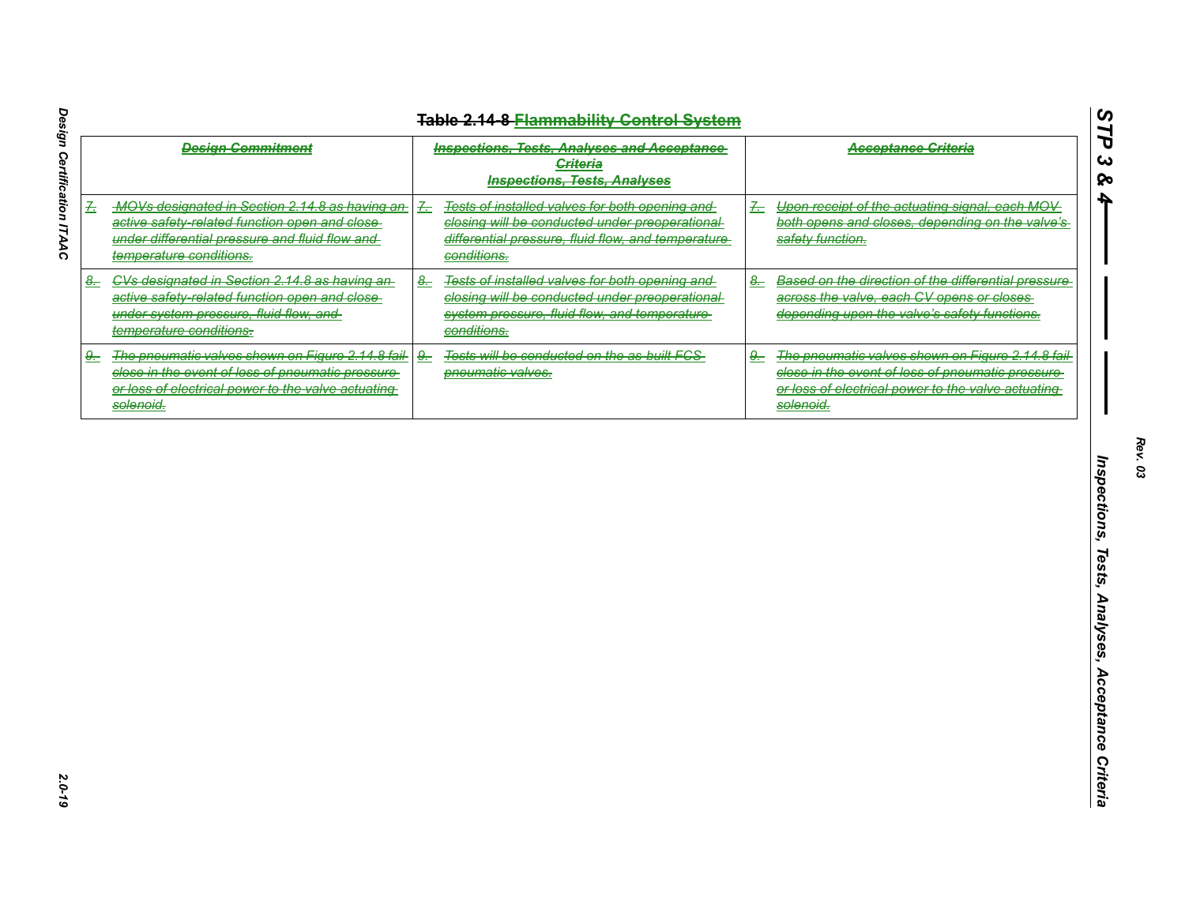## Table 2.14-8 Flammability Control System

| Design Commitment | Inspections, Tests, Analyses and Acceptance Criteria<br>Inspections, Tests, Analyses | Acceptance Criteria |
|---|---|---|
| 7. MOVs designated in Section 2.14.8 as having an active safety-related function open and close under differential pressure and fluid flow and temperature conditions. | 7. Tests of installed valves for both opening and closing will be conducted under preoperational differential pressure, fluid flow, and temperature conditions. | 7. Upon receipt of the actuating signal, each MOV both opens and closes, depending on the valve's safety function. |
| 8. CVs designated in Section 2.14.8 as having an active safety-related function open and close under system pressure, fluid flow, and temperature conditions. | 8. Tests of installed valves for both opening and closing will be conducted under preoperational system pressure, fluid flow, and temperature conditions. | 8. Based on the direction of the differential pressure across the valve, each CV opens or closes depending upon the valve's safety functions. |
| 9. The pneumatic valves shown on Figure 2.14.8 fail close in the event of loss of pneumatic pressure or loss of electrical power to the valve actuating solenoid. | 9. Tests will be conducted on the as-built FCS pneumatic valves. | 9. The pneumatic valves shown on Figure 2.14.8 fail close in the event of loss of pneumatic pressure or loss of electrical power to the valve actuating solenoid. |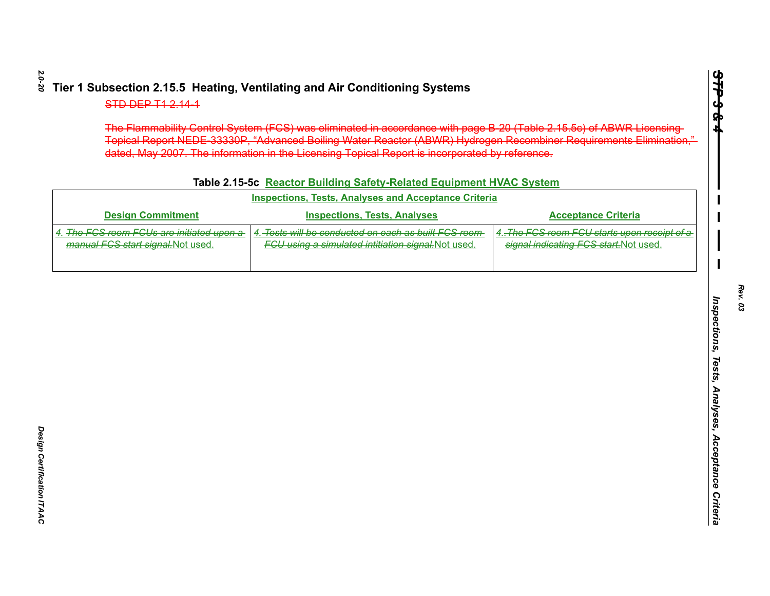# Tier 1 Subsection 2.15.5 Heating, Ventilating and Air Conditioning Systems

~~STD DEP T1 2.14-1~~

~~The Flammability Control System (FCS) was eliminated in accordance with page B-20 (Table 2.15.5c) of ABWR Licensing Topical Report NEDE-33330P, "Advanced Boiling Water Reactor (ABWR) Hydrogen Recombiner Requirements Elimination," dated, May 2007. The information in the Licensing Topical Report is incorporated by reference.~~

**Table 2.15-5c <u>Reactor Building Safety-Related Equipment HVAC System</u>**

| <u>Inspections, Tests, Analyses and Acceptance Criteria</u> | | |
|---|---|---|
| **<u>Design Commitment</u>** | **<u>Inspections, Tests, Analyses</u>** | **<u>Acceptance Criteria</u>** |
| 4. ~~*The FCS room FCUs are initiated upon a manual FCS start signal.*~~Not used. | 4. ~~*Tests will be conducted on each as built FCS room FCU using a simulated intitiation signal.*~~Not used. | 4. ~~*The FCS room FCU starts upon receipt of a signal indicating FCS start.*~~Not used. |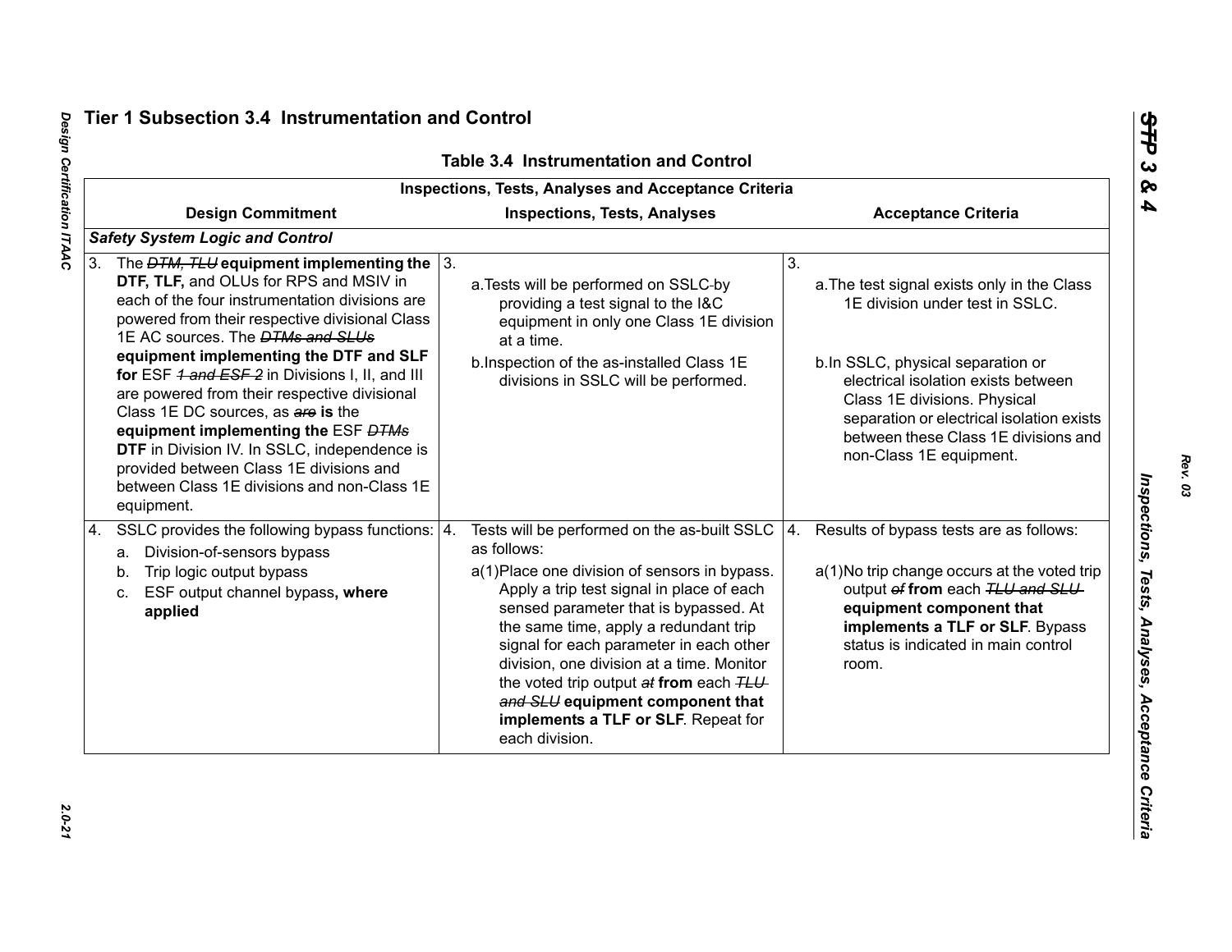## Tier 1 Subsection 3.4 Instrumentation and Control

**Table 3.4 Instrumentation and Control**

| Inspections, Tests, Analyses and Acceptance Criteria | | |
|---|---|---|
| **Design Commitment** | **Inspections, Tests, Analyses** | **Acceptance Criteria** |
| ***Safety System Logic and Control*** | | |
| 3. The ~~DTM, TLU~~ **equipment implementing the DTF, TLF,** and OLUs for RPS and MSIV in each of the four instrumentation divisions are powered from their respective divisional Class 1E AC sources. The ~~DTMs and SLUs~~ **equipment implementing the DTF and SLF for** ESF ~~1 and ESF 2~~ in Divisions I, II, and III are powered from their respective divisional Class 1E DC sources, as ~~are~~ **is** the **equipment implementing the** ESF ~~DTMs~~ **DTF** in Division IV. In SSLC, independence is provided between Class 1E divisions and between Class 1E divisions and non-Class 1E equipment. | 3.<br>a. Tests will be performed on SSLC by providing a test signal to the I&C equipment in only one Class 1E division at a time.<br>b. Inspection of the as-installed Class 1E divisions in SSLC will be performed. | 3.<br>a. The test signal exists only in the Class 1E division under test in SSLC.<br>b. In SSLC, physical separation or electrical isolation exists between Class 1E divisions. Physical separation or electrical isolation exists between these Class 1E divisions and non-Class 1E equipment. |
| 4. SSLC provides the following bypass functions:<br>a. Division-of-sensors bypass<br>b. Trip logic output bypass<br>c. ESF output channel bypass**, where applied** | 4. Tests will be performed on the as-built SSLC as follows:<br>a(1) Place one division of sensors in bypass. Apply a trip test signal in place of each sensed parameter that is bypassed. At the same time, apply a redundant trip signal for each parameter in each other division, one division at a time. Monitor the voted trip output ~~at~~ **from** each ~~TLU and SLU~~ **equipment component that implements a TLF or SLF**. Repeat for each division. | 4. Results of bypass tests are as follows:<br>a(1) No trip change occurs at the voted trip output ~~of~~ **from** each ~~TLU and SLU~~ **equipment component that implements a TLF or SLF**. Bypass status is indicated in main control room. |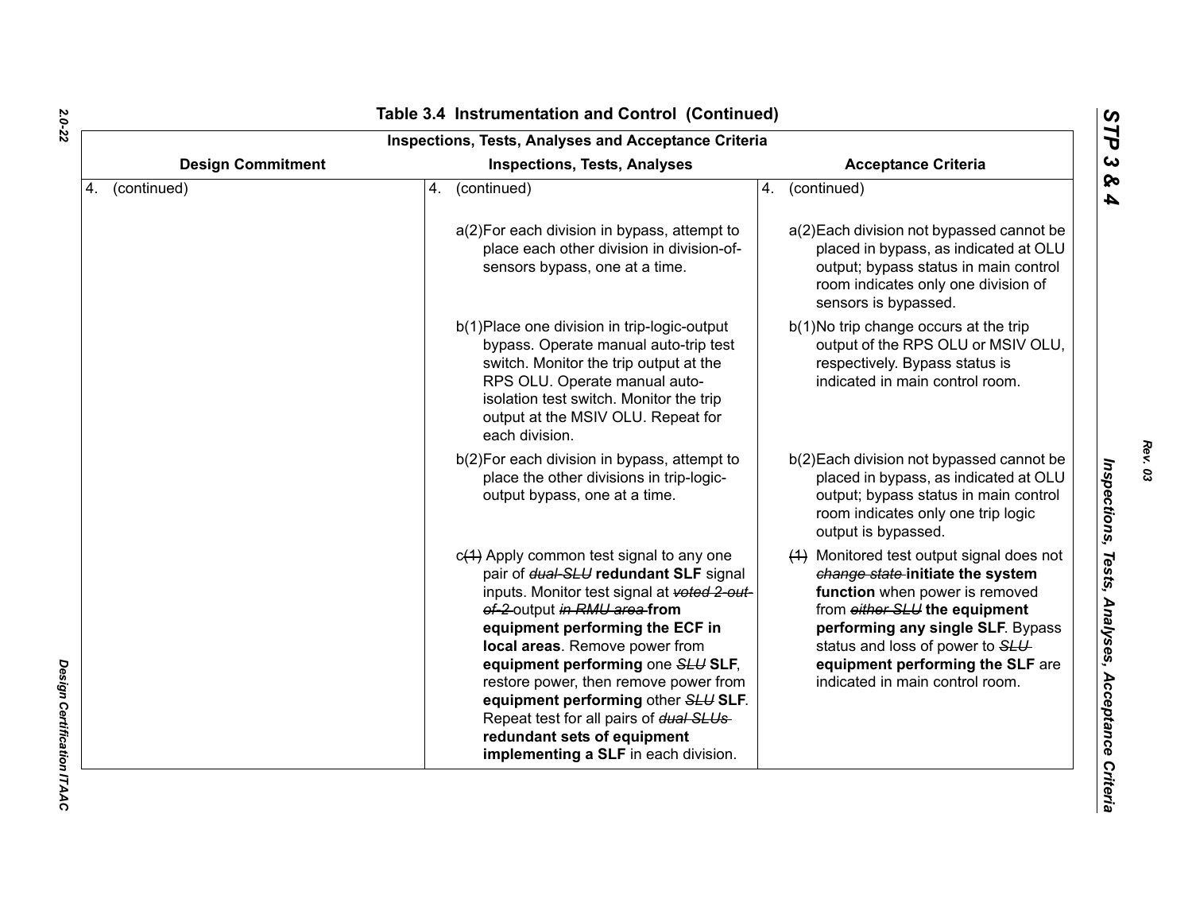## Table 3.4 Instrumentation and Control (Continued)

| Inspections, Tests, Analyses and Acceptance Criteria | | |
|---|---|---|
| **Design Commitment** | **Inspections, Tests, Analyses** | **Acceptance Criteria** |
| 4. (continued) | 4. (continued) | 4. (continued) |
| | a(2) For each division in bypass, attempt to place each other division in division-of-sensors bypass, one at a time. | a(2) Each division not bypassed cannot be placed in bypass, as indicated at OLU output; bypass status in main control room indicates only one division of sensors is bypassed. |
| | b(1) Place one division in trip-logic-output bypass. Operate manual auto-trip test switch. Monitor the trip output at the RPS OLU. Operate manual auto-isolation test switch. Monitor the trip output at the MSIV OLU. Repeat for each division. | b(1) No trip change occurs at the trip output of the RPS OLU or MSIV OLU, respectively. Bypass status is indicated in main control room. |
| | b(2) For each division in bypass, attempt to place the other divisions in trip-logic-output bypass, one at a time. | b(2) Each division not bypassed cannot be placed in bypass, as indicated at OLU output; bypass status in main control room indicates only one trip logic output is bypassed. |
| | c~~(1)~~ Apply common test signal to any one pair of ~~*dual-SLU*~~ **redundant SLF** signal inputs. Monitor test signal at ~~*voted 2-out-of-2*~~ output ~~*in RMU area*~~ **from equipment performing the ECF in local areas**. Remove power from **equipment performing** one ~~*SLU*~~ **SLF**, restore power, then remove power from **equipment performing** other ~~*SLU*~~ **SLF**. Repeat test for all pairs of ~~*dual SLUs*~~ **redundant sets of equipment implementing a SLF** in each division. | ~~(1)~~ Monitored test output signal does not ~~*change state*~~ **initiate the system function** when power is removed from ~~*either SLU*~~ **the equipment performing any single SLF**. Bypass status and loss of power to ~~*SLU*~~ **equipment performing the SLF** are indicated in main control room. |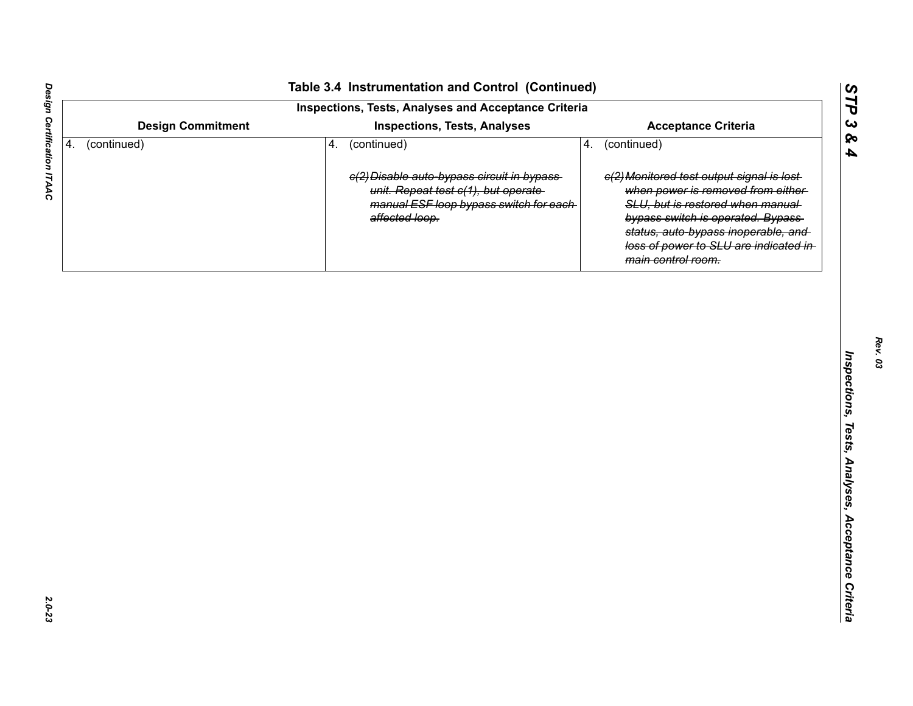## Table 3.4 Instrumentation and Control (Continued)

| Inspections, Tests, Analyses and Acceptance Criteria | | |
|---|---|---|
| **Design Commitment** | **Inspections, Tests, Analyses** | **Acceptance Criteria** |
| 4. (continued) | 4. (continued)<br><br>~~c(2) Disable auto-bypass circuit in bypass unit. Repeat test c(1), but operate manual ESF loop bypass switch for each affected loop.~~ | 4. (continued)<br><br>~~c(2) Monitored test output signal is lost when power is removed from either SLU, but is restored when manual bypass switch is operated. Bypass status, auto-bypass inoperable, and loss of power to SLU are indicated in main control room.~~ |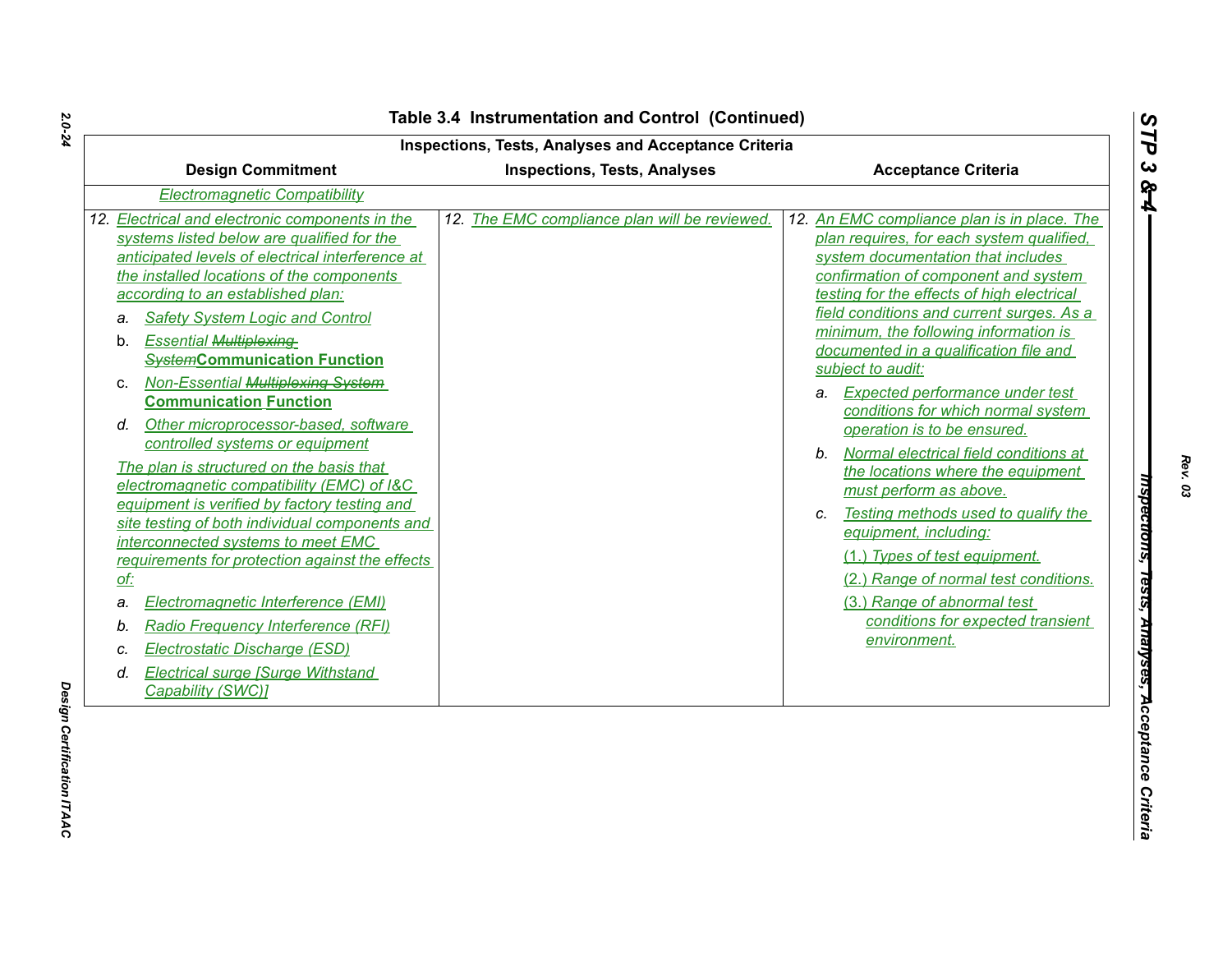## Table 3.4 Instrumentation and Control (Continued)

| Inspections, Tests, Analyses and Acceptance Criteria | | |
|---|---|---|
| **Design Commitment** | **Inspections, Tests, Analyses** | **Acceptance Criteria** |
| *Electromagnetic Compatibility* | | |
| 12. *Electrical and electronic components in the systems listed below are qualified for the anticipated levels of electrical interference at the installed locations of the components according to an established plan:*<br>a. *Safety System Logic and Control*<br>b. *Essential* ~~*Multiplexing System*~~**Communication Function**<br>c. *Non-Essential* ~~*Multiplexing System*~~ **Communication Function**<br>d. *Other microprocessor-based, software controlled systems or equipment*<br>*The plan is structured on the basis that electromagnetic compatibility (EMC) of I&C equipment is verified by factory testing and site testing of both individual components and interconnected systems to meet EMC requirements for protection against the effects of:*<br>a. *Electromagnetic Interference (EMI)*<br>b. *Radio Frequency Interference (RFI)*<br>c. *Electrostatic Discharge (ESD)*<br>d. *Electrical surge [Surge Withstand Capability (SWC)]* | 12. *The EMC compliance plan will be reviewed.* | 12. *An EMC compliance plan is in place. The plan requires, for each system qualified, system documentation that includes confirmation of component and system testing for the effects of high electrical field conditions and current surges. As a minimum, the following information is documented in a qualification file and subject to audit:*<br>a. *Expected performance under test conditions for which normal system operation is to be ensured.*<br>b. *Normal electrical field conditions at the locations where the equipment must perform as above.*<br>c. *Testing methods used to qualify the equipment, including:*<br>*(1.) Types of test equipment.*<br>*(2.) Range of normal test conditions.*<br>*(3.) Range of abnormal test conditions for expected transient environment.* |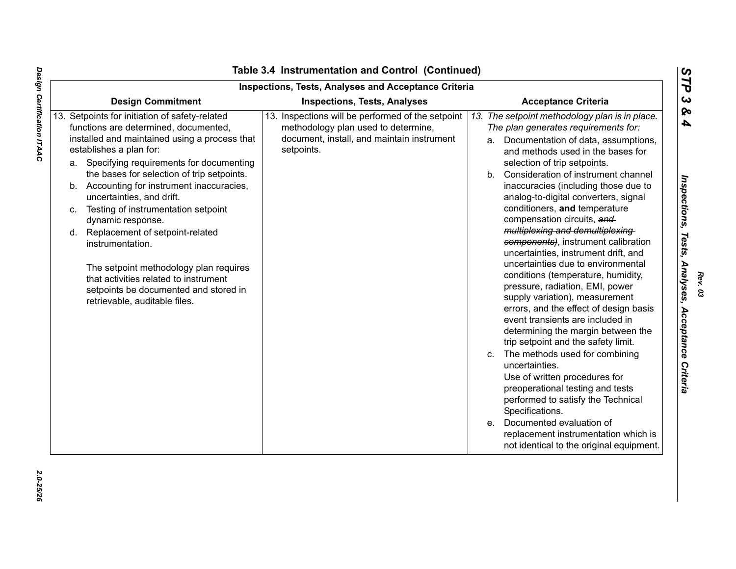## Table 3.4 Instrumentation and Control (Continued)

| Inspections, Tests, Analyses and Acceptance Criteria | | |
|---|---|---|
| **Design Commitment** | **Inspections, Tests, Analyses** | **Acceptance Criteria** |
| 13. Setpoints for initiation of safety-related functions are determined, documented, installed and maintained using a process that establishes a plan for:<br>a. Specifying requirements for documenting the bases for selection of trip setpoints.<br>b. Accounting for instrument inaccuracies, uncertainties, and drift.<br>c. Testing of instrumentation setpoint dynamic response.<br>d. Replacement of setpoint-related instrumentation.<br><br>The setpoint methodology plan requires that activities related to instrument setpoints be documented and stored in retrievable, auditable files. | 13. Inspections will be performed of the setpoint methodology plan used to determine, document, install, and maintain instrument setpoints. | *13. The setpoint methodology plan is in place. The plan generates requirements for:*<br>a. Documentation of data, assumptions, and methods used in the bases for selection of trip setpoints.<br>b. Consideration of instrument channel inaccuracies (including those due to analog-to-digital converters, signal conditioners, **and** temperature compensation circuits, ~~*and multiplexing and demultiplexing components*~~), instrument calibration uncertainties, instrument drift, and uncertainties due to environmental conditions (temperature, humidity, pressure, radiation, EMI, power supply variation), measurement errors, and the effect of design basis event transients are included in determining the margin between the trip setpoint and the safety limit.<br>c. The methods used for combining uncertainties.<br>Use of written procedures for preoperational testing and tests performed to satisfy the Technical Specifications.<br>e. Documented evaluation of replacement instrumentation which is not identical to the original equipment. |